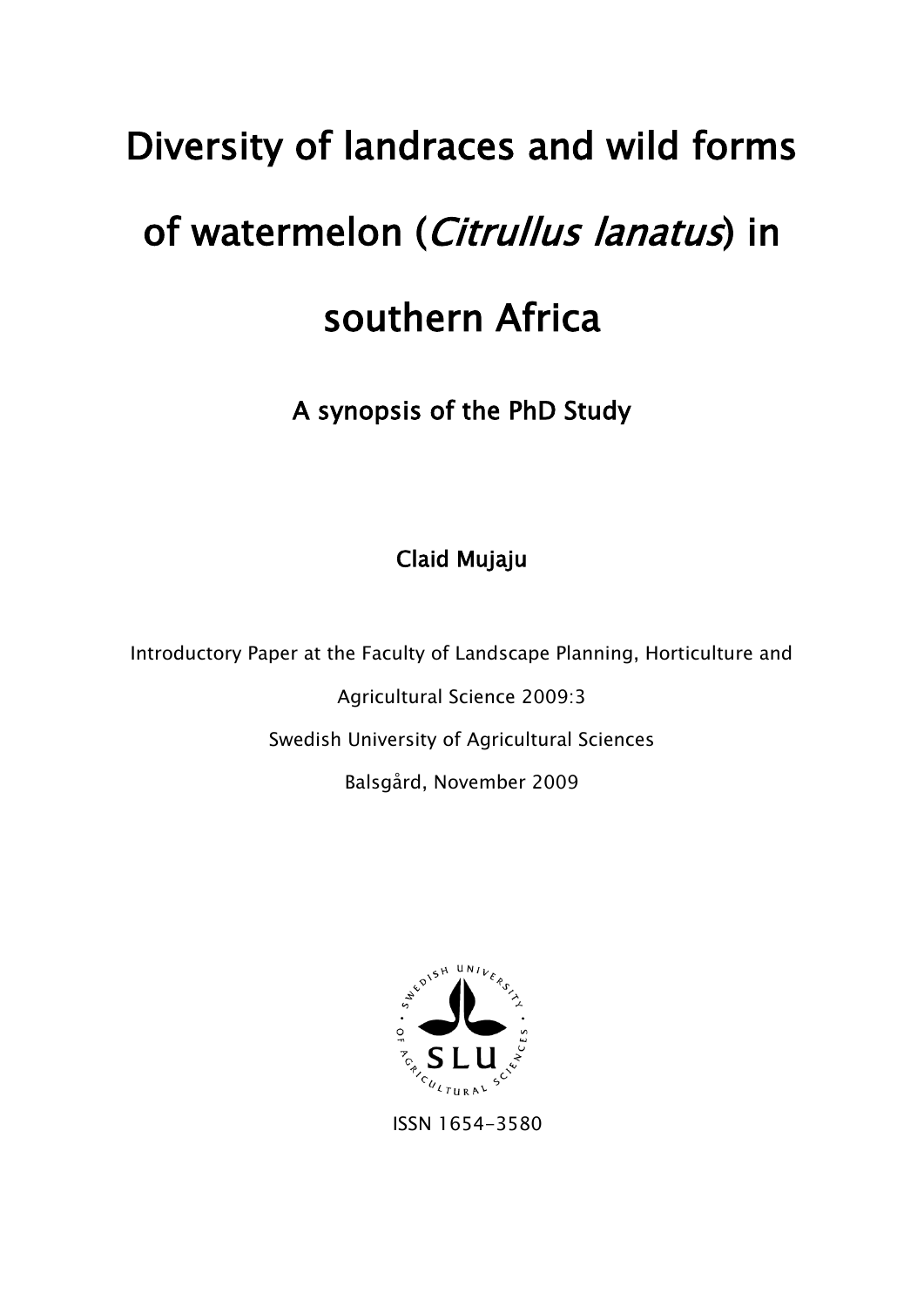# Diversity of landraces and wild forms of watermelon (*Citrullus lanatus*) in southern Africa

## A synopsis of the PhD Study

**Claid Mujaju**

Introductory Paper at the Faculty of Landscape Planning, Horticulture and Agricultural Science 2009:3

Swedish University of Agricultural Sciences

Balsgård, November 2009

ISSN 1654-3580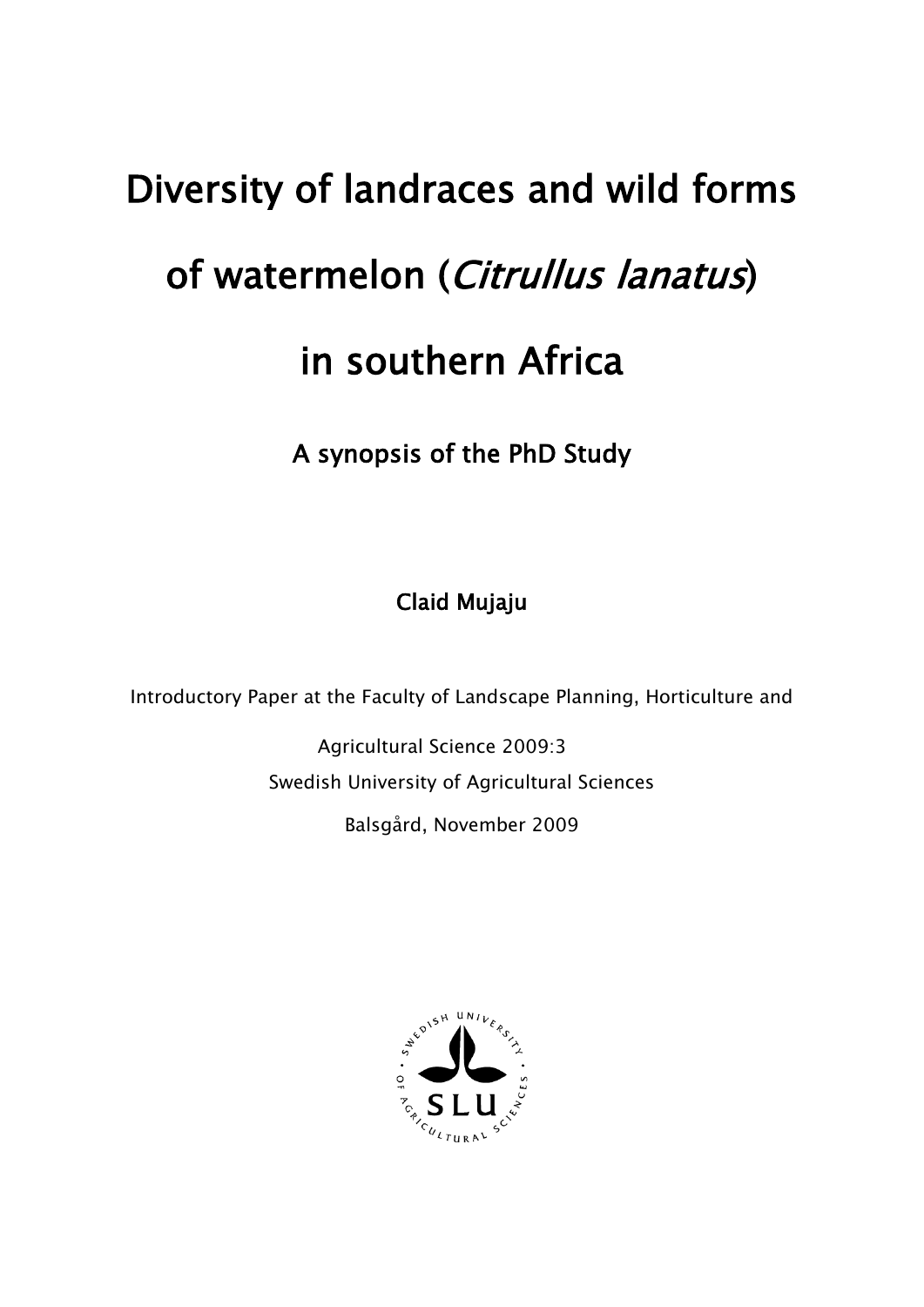# Diversity of landraces and wild forms of watermelon (*Citrullus lanatus*) in southern Africa

## A synopsis of the PhD Study

**Claid Mujaju**

Introductory Paper at the Faculty of Landscape Planning, Horticulture and Agricultural Science 2009:3

Swedish University of Agricultural Sciences

Balsgård, November 2009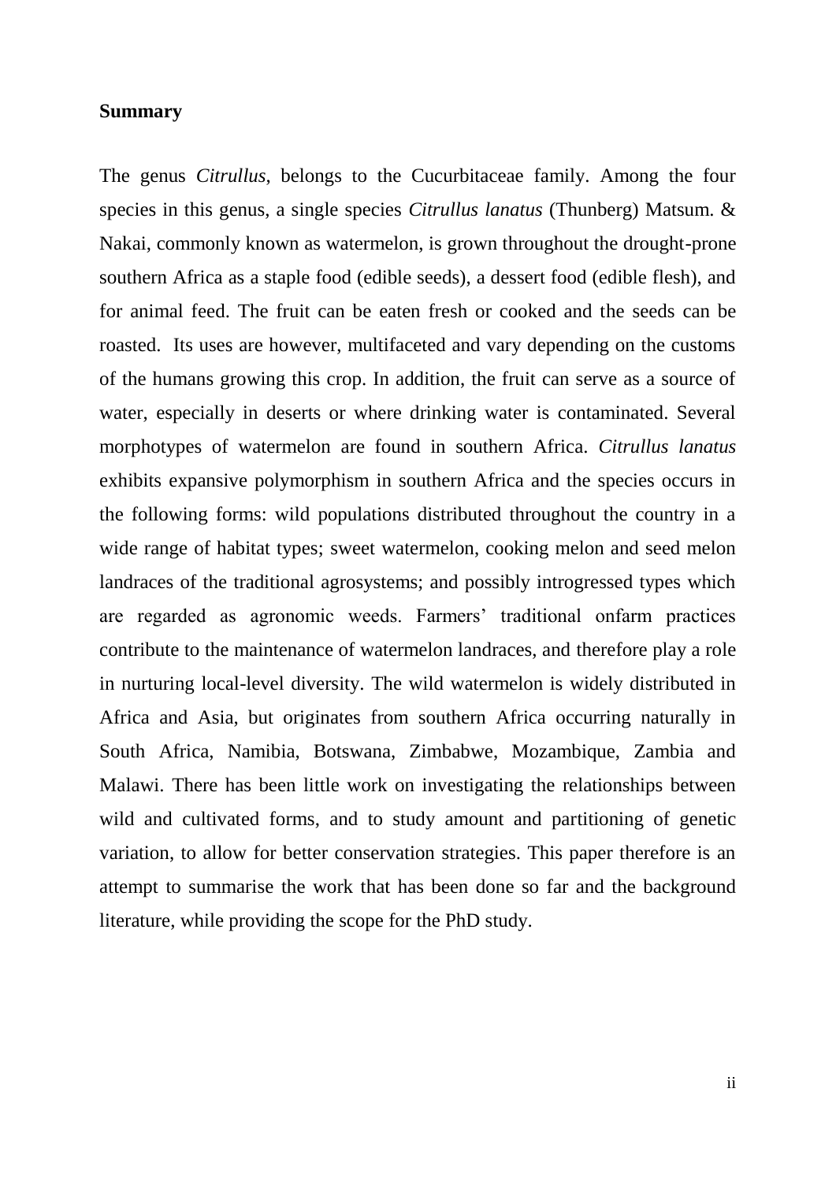**Summary**

The genus *Citrullus*, belongs to the Cucurbitaceae family. Among the four species in this genus, a single species *Citrullus lanatus* (Thunberg) Matsum. & Nakai, commonly known as watermelon, is grown throughout the drought-prone southern Africa as a staple food (edible seeds), a dessert food (edible flesh), and for animal feed. The fruit can be eaten fresh or cooked and the seeds can be roasted. Its uses are however, multifaceted and vary depending on the customs of the humans growing this crop. In addition, the fruit can serve as a source of water, especially in deserts or where drinking water is contaminated. Several morphotypes of watermelon are found in southern Africa. *Citrullus lanatus* exhibits expansive polymorphism in southern Africa and the species occurs in the following forms: wild populations distributed throughout the country in a wide range of habitat types; sweet watermelon, cooking melon and seed melon landraces of the traditional agrosystems; and possibly introgressed types which are regarded as agronomic weeds. Farmers' traditional onfarm practices contribute to the maintenance of watermelon landraces, and therefore play a role in nurturing local-level diversity. The wild watermelon is widely distributed in Africa and Asia, but originates from southern Africa occurring naturally in South Africa, Namibia, Botswana, Zimbabwe, Mozambique, Zambia and Malawi. There has been little work on investigating the relationships between wild and cultivated forms, and to study amount and partitioning of genetic variation, to allow for better conservation strategies. This paper therefore is an attempt to summarise the work that has been done so far and the background literature, while providing the scope for the PhD study.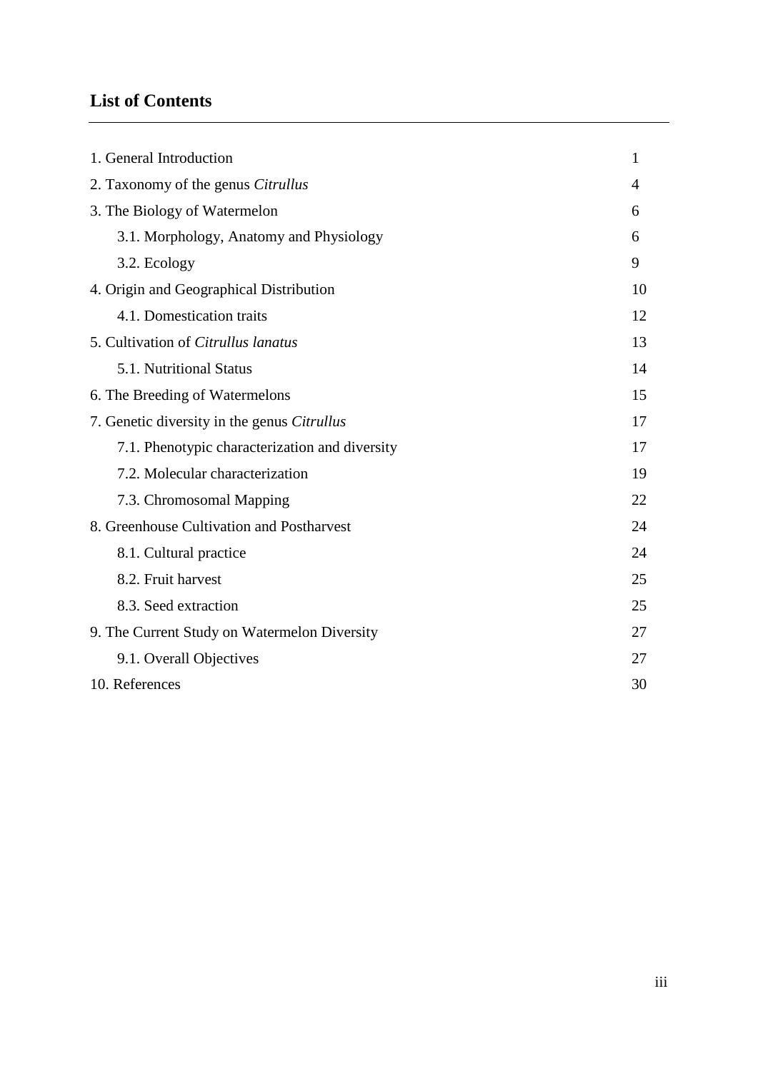## List of Contents

| | |
|---|---|
| 1. General Introduction | 1 |
| 2. Taxonomy of the genus *Citrullus* | 4 |
| 3. The Biology of Watermelon | 6 |
| 3.1. Morphology, Anatomy and Physiology | 6 |
| 3.2. Ecology | 9 |
| 4. Origin and Geographical Distribution | 10 |
| 4.1. Domestication traits | 12 |
| 5. Cultivation of *Citrullus lanatus* | 13 |
| 5.1. Nutritional Status | 14 |
| 6. The Breeding of Watermelons | 15 |
| 7. Genetic diversity in the genus *Citrullus* | 17 |
| 7.1. Phenotypic characterization and diversity | 17 |
| 7.2. Molecular characterization | 19 |
| 7.3. Chromosomal Mapping | 22 |
| 8. Greenhouse Cultivation and Postharvest | 24 |
| 8.1. Cultural practice | 24 |
| 8.2. Fruit harvest | 25 |
| 8.3. Seed extraction | 25 |
| 9. The Current Study on Watermelon Diversity | 27 |
| 9.1. Overall Objectives | 27 |
| 10. References | 30 |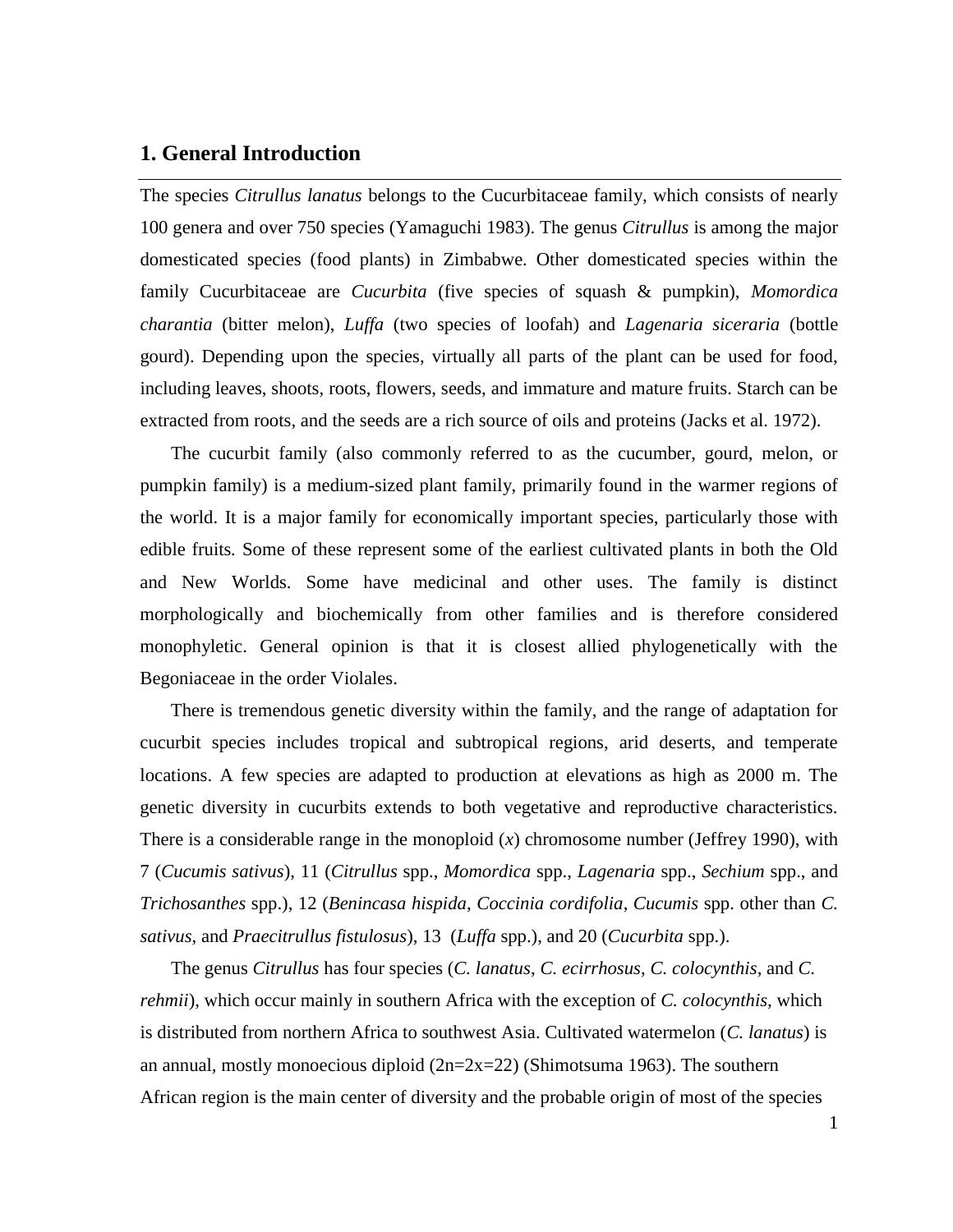## 1. General Introduction

The species *Citrullus lanatus* belongs to the Cucurbitaceae family, which consists of nearly 100 genera and over 750 species (Yamaguchi 1983). The genus *Citrullus* is among the major domesticated species (food plants) in Zimbabwe. Other domesticated species within the family Cucurbitaceae are *Cucurbita* (five species of squash & pumpkin), *Momordica charantia* (bitter melon), *Luffa* (two species of loofah) and *Lagenaria siceraria* (bottle gourd). Depending upon the species, virtually all parts of the plant can be used for food, including leaves, shoots, roots, flowers, seeds, and immature and mature fruits. Starch can be extracted from roots, and the seeds are a rich source of oils and proteins (Jacks et al. 1972).

The cucurbit family (also commonly referred to as the cucumber, gourd, melon, or pumpkin family) is a medium-sized plant family, primarily found in the warmer regions of the world. It is a major family for economically important species, particularly those with edible fruits. Some of these represent some of the earliest cultivated plants in both the Old and New Worlds. Some have medicinal and other uses. The family is distinct morphologically and biochemically from other families and is therefore considered monophyletic. General opinion is that it is closest allied phylogenetically with the Begoniaceae in the order Violales.

There is tremendous genetic diversity within the family, and the range of adaptation for cucurbit species includes tropical and subtropical regions, arid deserts, and temperate locations. A few species are adapted to production at elevations as high as 2000 m. The genetic diversity in cucurbits extends to both vegetative and reproductive characteristics. There is a considerable range in the monoploid ($x$) chromosome number (Jeffrey 1990), with 7 (*Cucumis sativus*), 11 (*Citrullus* spp., *Momordica* spp., *Lagenaria* spp., *Sechium* spp., and *Trichosanthes* spp.), 12 (*Benincasa hispida*, *Coccinia cordifolia*, *Cucumis* spp. other than *C. sativus*, and *Praecitrullus fistulosus*), 13 (*Luffa* spp.), and 20 (*Cucurbita* spp.).

The genus *Citrullus* has four species (*C. lanatus*, *C. ecirrhosus*, *C. colocynthis*, and *C. rehmii*), which occur mainly in southern Africa with the exception of *C. colocynthis*, which is distributed from northern Africa to southwest Asia. Cultivated watermelon (*C. lanatus*) is an annual, mostly monoecious diploid ($2n=2x=22$) (Shimotsuma 1963). The southern African region is the main center of diversity and the probable origin of most of the species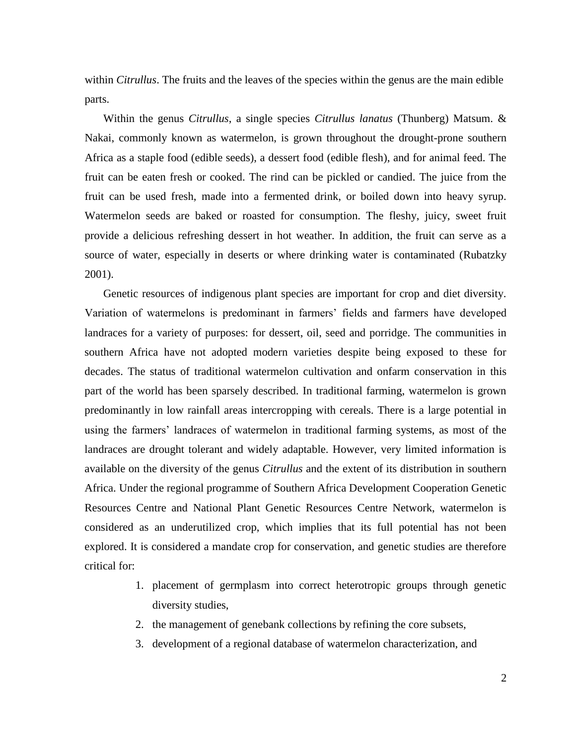within *Citrullus*. The fruits and the leaves of the species within the genus are the main edible parts.

Within the genus *Citrullus*, a single species *Citrullus lanatus* (Thunberg) Matsum. & Nakai, commonly known as watermelon, is grown throughout the drought-prone southern Africa as a staple food (edible seeds), a dessert food (edible flesh), and for animal feed. The fruit can be eaten fresh or cooked. The rind can be pickled or candied. The juice from the fruit can be used fresh, made into a fermented drink, or boiled down into heavy syrup. Watermelon seeds are baked or roasted for consumption. The fleshy, juicy, sweet fruit provide a delicious refreshing dessert in hot weather. In addition, the fruit can serve as a source of water, especially in deserts or where drinking water is contaminated (Rubatzky 2001).

Genetic resources of indigenous plant species are important for crop and diet diversity. Variation of watermelons is predominant in farmers' fields and farmers have developed landraces for a variety of purposes: for dessert, oil, seed and porridge. The communities in southern Africa have not adopted modern varieties despite being exposed to these for decades. The status of traditional watermelon cultivation and onfarm conservation in this part of the world has been sparsely described. In traditional farming, watermelon is grown predominantly in low rainfall areas intercropping with cereals. There is a large potential in using the farmers' landraces of watermelon in traditional farming systems, as most of the landraces are drought tolerant and widely adaptable. However, very limited information is available on the diversity of the genus *Citrullus* and the extent of its distribution in southern Africa. Under the regional programme of Southern Africa Development Cooperation Genetic Resources Centre and National Plant Genetic Resources Centre Network, watermelon is considered as an underutilized crop, which implies that its full potential has not been explored. It is considered a mandate crop for conservation, and genetic studies are therefore critical for:

1. placement of germplasm into correct heterotropic groups through genetic diversity studies,
2. the management of genebank collections by refining the core subsets,
3. development of a regional database of watermelon characterization, and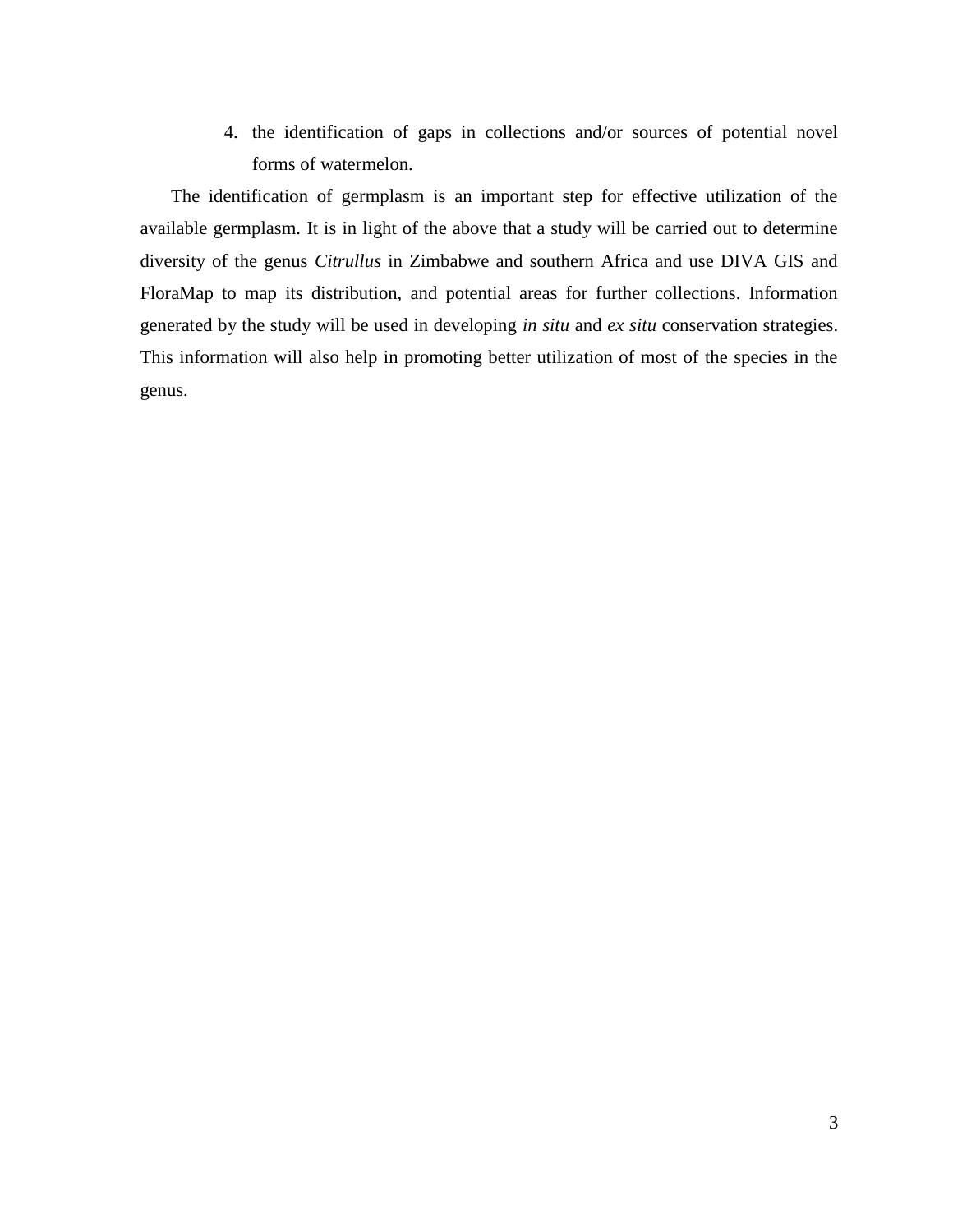4. the identification of gaps in collections and/or sources of potential novel forms of watermelon.

The identification of germplasm is an important step for effective utilization of the available germplasm. It is in light of the above that a study will be carried out to determine diversity of the genus *Citrullus* in Zimbabwe and southern Africa and use DIVA GIS and FloraMap to map its distribution, and potential areas for further collections. Information generated by the study will be used in developing *in situ* and *ex situ* conservation strategies. This information will also help in promoting better utilization of most of the species in the genus.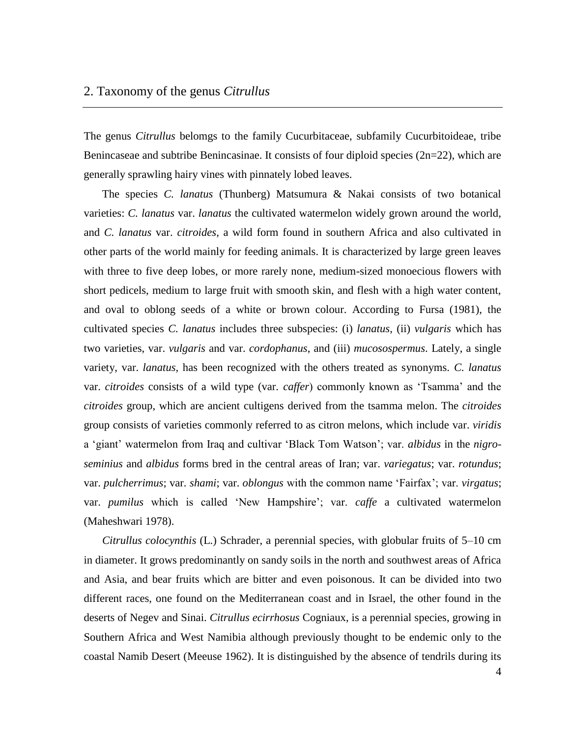## 2. Taxonomy of the genus *Citrullus*

The genus *Citrullus* belomgs to the family Cucurbitaceae, subfamily Cucurbitoideae, tribe Benincaseae and subtribe Benincasinae. It consists of four diploid species (2n=22), which are generally sprawling hairy vines with pinnately lobed leaves.

The species *C. lanatus* (Thunberg) Matsumura & Nakai consists of two botanical varieties: *C. lanatus* var. *lanatus* the cultivated watermelon widely grown around the world, and *C. lanatus* var. *citroides*, a wild form found in southern Africa and also cultivated in other parts of the world mainly for feeding animals. It is characterized by large green leaves with three to five deep lobes, or more rarely none, medium-sized monoecious flowers with short pedicels, medium to large fruit with smooth skin, and flesh with a high water content, and oval to oblong seeds of a white or brown colour. According to Fursa (1981), the cultivated species *C. lanatus* includes three subspecies: (i) *lanatus*, (ii) *vulgaris* which has two varieties, var. *vulgaris* and var. *cordophanus*, and (iii) *mucosospermus*. Lately, a single variety, var. *lanatus*, has been recognized with the others treated as synonyms. *C. lanatus* var. *citroides* consists of a wild type (var. *caffer*) commonly known as 'Tsamma' and the *citroides* group, which are ancient cultigens derived from the tsamma melon. The *citroides* group consists of varieties commonly referred to as citron melons, which include var. *viridis* a 'giant' watermelon from Iraq and cultivar 'Black Tom Watson'; var. *albidus* in the *nigro-seminius* and *albidus* forms bred in the central areas of Iran; var. *variegatus*; var. *rotundus*; var. *pulcherrimus*; var. *shami*; var. *oblongus* with the common name 'Fairfax'; var. *virgatus*; var. *pumilus* which is called 'New Hampshire'; var. *caffe* a cultivated watermelon (Maheshwari 1978).

*Citrullus colocynthis* (L.) Schrader, a perennial species, with globular fruits of 5–10 cm in diameter. It grows predominantly on sandy soils in the north and southwest areas of Africa and Asia, and bear fruits which are bitter and even poisonous. It can be divided into two different races, one found on the Mediterranean coast and in Israel, the other found in the deserts of Negev and Sinai. *Citrullus ecirrhosus* Cogniaux, is a perennial species, growing in Southern Africa and West Namibia although previously thought to be endemic only to the coastal Namib Desert (Meeuse 1962). It is distinguished by the absence of tendrils during its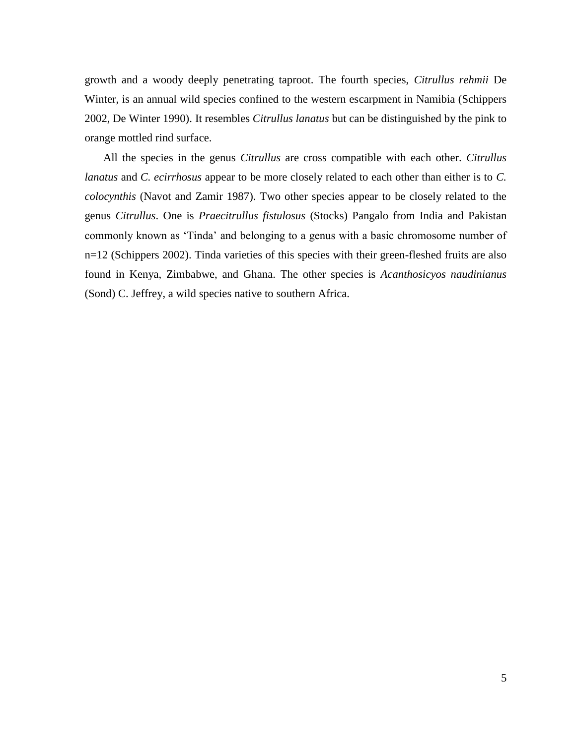growth and a woody deeply penetrating taproot. The fourth species, *Citrullus rehmii* De Winter, is an annual wild species confined to the western escarpment in Namibia (Schippers 2002, De Winter 1990). It resembles *Citrullus lanatus* but can be distinguished by the pink to orange mottled rind surface.

All the species in the genus *Citrullus* are cross compatible with each other. *Citrullus lanatus* and *C. ecirrhosus* appear to be more closely related to each other than either is to *C. colocynthis* (Navot and Zamir 1987). Two other species appear to be closely related to the genus *Citrullus*. One is *Praecitrullus fistulosus* (Stocks) Pangalo from India and Pakistan commonly known as 'Tinda' and belonging to a genus with a basic chromosome number of n=12 (Schippers 2002). Tinda varieties of this species with their green-fleshed fruits are also found in Kenya, Zimbabwe, and Ghana. The other species is *Acanthosicyos naudinianus* (Sond) C. Jeffrey, a wild species native to southern Africa.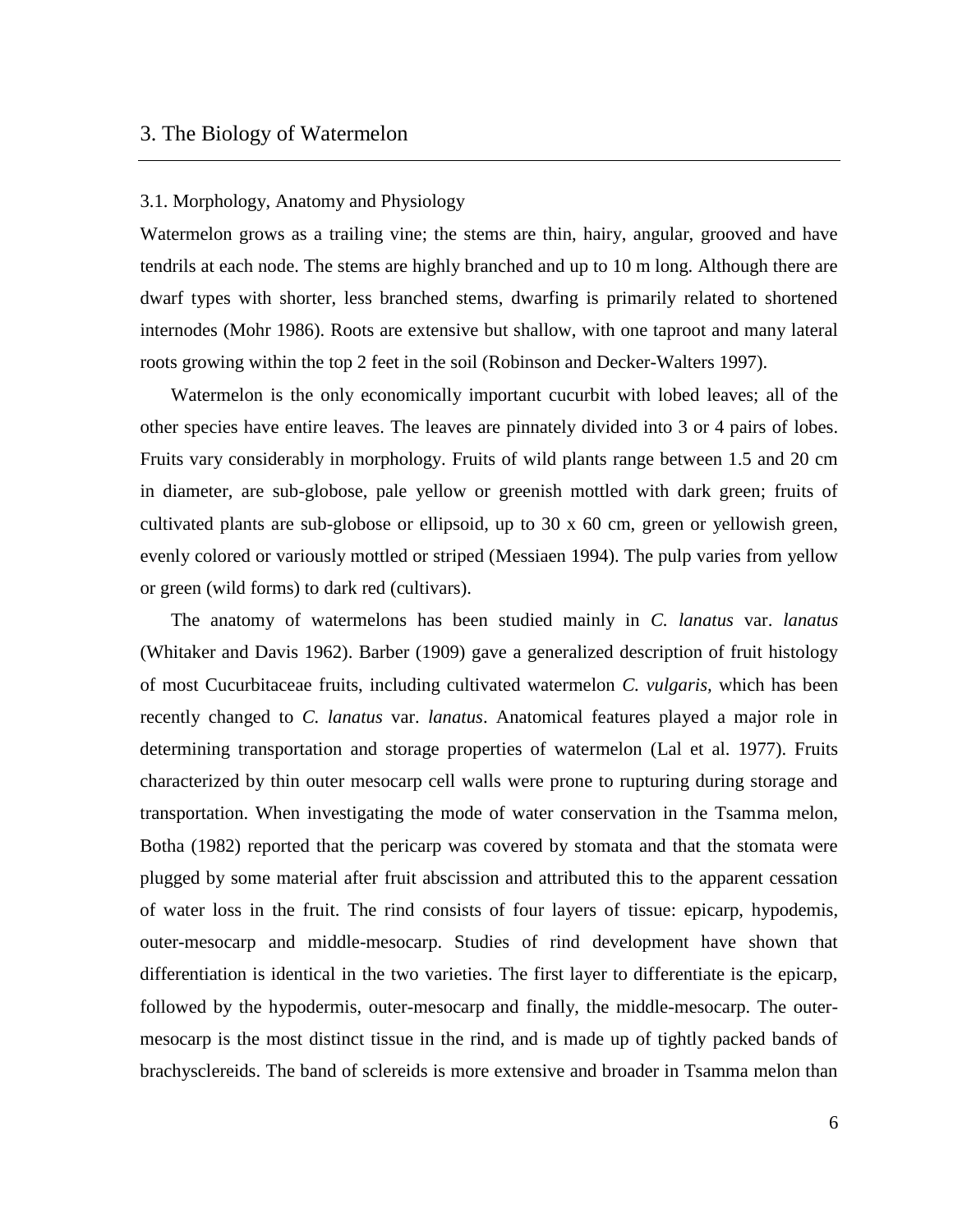# 3. The Biology of Watermelon

## 3.1. Morphology, Anatomy and Physiology

Watermelon grows as a trailing vine; the stems are thin, hairy, angular, grooved and have tendrils at each node. The stems are highly branched and up to 10 m long. Although there are dwarf types with shorter, less branched stems, dwarfing is primarily related to shortened internodes (Mohr 1986). Roots are extensive but shallow, with one taproot and many lateral roots growing within the top 2 feet in the soil (Robinson and Decker-Walters 1997).

Watermelon is the only economically important cucurbit with lobed leaves; all of the other species have entire leaves. The leaves are pinnately divided into 3 or 4 pairs of lobes. Fruits vary considerably in morphology. Fruits of wild plants range between 1.5 and 20 cm in diameter, are sub-globose, pale yellow or greenish mottled with dark green; fruits of cultivated plants are sub-globose or ellipsoid, up to 30 x 60 cm, green or yellowish green, evenly colored or variously mottled or striped (Messiaen 1994). The pulp varies from yellow or green (wild forms) to dark red (cultivars).

The anatomy of watermelons has been studied mainly in *C. lanatus* var. *lanatus* (Whitaker and Davis 1962). Barber (1909) gave a generalized description of fruit histology of most Cucurbitaceae fruits, including cultivated watermelon *C. vulgaris*, which has been recently changed to *C. lanatus* var. *lanatus*. Anatomical features played a major role in determining transportation and storage properties of watermelon (Lal et al. 1977). Fruits characterized by thin outer mesocarp cell walls were prone to rupturing during storage and transportation. When investigating the mode of water conservation in the Tsamma melon, Botha (1982) reported that the pericarp was covered by stomata and that the stomata were plugged by some material after fruit abscission and attributed this to the apparent cessation of water loss in the fruit. The rind consists of four layers of tissue: epicarp, hypodemis, outer-mesocarp and middle-mesocarp. Studies of rind development have shown that differentiation is identical in the two varieties. The first layer to differentiate is the epicarp, followed by the hypodermis, outer-mesocarp and finally, the middle-mesocarp. The outer-mesocarp is the most distinct tissue in the rind, and is made up of tightly packed bands of brachysclereids. The band of sclereids is more extensive and broader in Tsamma melon than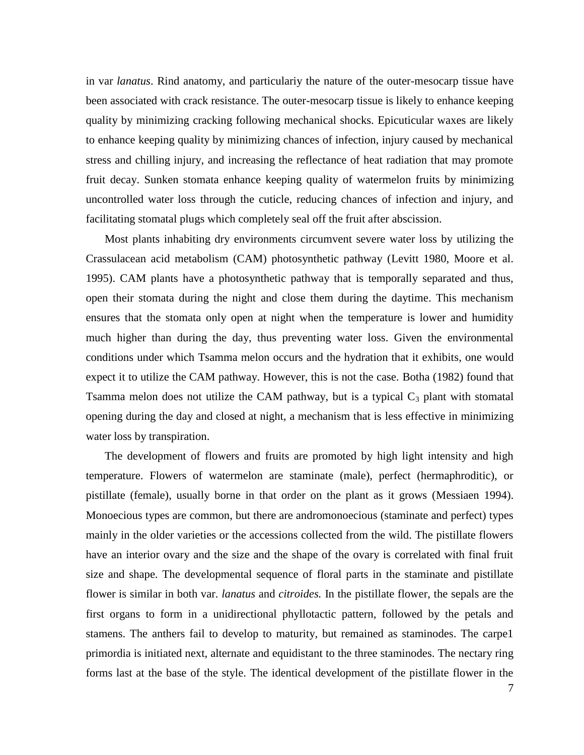in var *lanatus*. Rind anatomy, and particulariy the nature of the outer-mesocarp tissue have been associated with crack resistance. The outer-mesocarp tissue is likely to enhance keeping quality by minimizing cracking following mechanical shocks. Epicuticular waxes are likely to enhance keeping quality by minimizing chances of infection, injury caused by mechanical stress and chilling injury, and increasing the reflectance of heat radiation that may promote fruit decay. Sunken stomata enhance keeping quality of watermelon fruits by minimizing uncontrolled water loss through the cuticle, reducing chances of infection and injury, and facilitating stomatal plugs which completely seal off the fruit after abscission.

Most plants inhabiting dry environments circumvent severe water loss by utilizing the Crassulacean acid metabolism (CAM) photosynthetic pathway (Levitt 1980, Moore et al. 1995). CAM plants have a photosynthetic pathway that is temporally separated and thus, open their stomata during the night and close them during the daytime. This mechanism ensures that the stomata only open at night when the temperature is lower and humidity much higher than during the day, thus preventing water loss. Given the environmental conditions under which Tsamma melon occurs and the hydration that it exhibits, one would expect it to utilize the CAM pathway. However, this is not the case. Botha (1982) found that Tsamma melon does not utilize the CAM pathway, but is a typical $C_3$ plant with stomatal opening during the day and closed at night, a mechanism that is less effective in minimizing water loss by transpiration.

The development of flowers and fruits are promoted by high light intensity and high temperature. Flowers of watermelon are staminate (male), perfect (hermaphroditic), or pistillate (female), usually borne in that order on the plant as it grows (Messiaen 1994). Monoecious types are common, but there are andromonoecious (staminate and perfect) types mainly in the older varieties or the accessions collected from the wild. The pistillate flowers have an interior ovary and the size and the shape of the ovary is correlated with final fruit size and shape. The developmental sequence of floral parts in the staminate and pistillate flower is similar in both var. *lanatus* and *citroides.* In the pistillate flower, the sepals are the first organs to form in a unidirectional phyllotactic pattern, followed by the petals and stamens. The anthers fail to develop to maturity, but remained as staminodes. The carpe1 primordia is initiated next, alternate and equidistant to the three staminodes. The nectary ring forms last at the base of the style. The identical development of the pistillate flower in the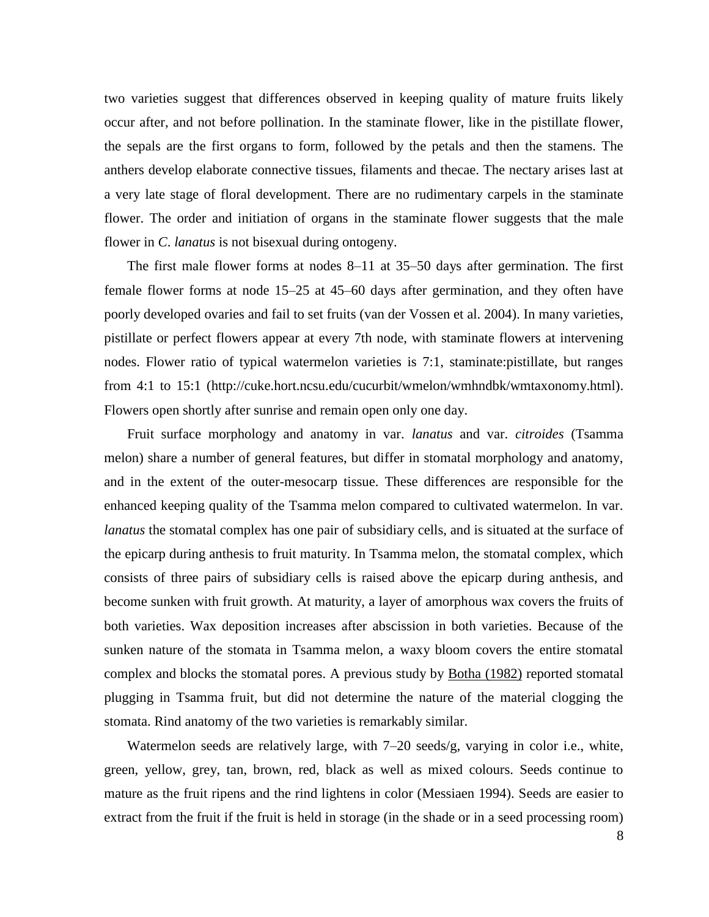two varieties suggest that differences observed in keeping quality of mature fruits likely occur after, and not before pollination. In the staminate flower, like in the pistillate flower, the sepals are the first organs to form, followed by the petals and then the stamens. The anthers develop elaborate connective tissues, filaments and thecae. The nectary arises last at a very late stage of floral development. There are no rudimentary carpels in the staminate flower. The order and initiation of organs in the staminate flower suggests that the male flower in *C. lanatus* is not bisexual during ontogeny.

The first male flower forms at nodes 8–11 at 35–50 days after germination. The first female flower forms at node 15–25 at 45–60 days after germination, and they often have poorly developed ovaries and fail to set fruits (van der Vossen et al. 2004). In many varieties, pistillate or perfect flowers appear at every 7th node, with staminate flowers at intervening nodes. Flower ratio of typical watermelon varieties is 7:1, staminate:pistillate, but ranges from 4:1 to 15:1 (http://cuke.hort.ncsu.edu/cucurbit/wmelon/wmhndbk/wmtaxonomy.html). Flowers open shortly after sunrise and remain open only one day.

Fruit surface morphology and anatomy in var. *lanatus* and var. *citroides* (Tsamma melon) share a number of general features, but differ in stomatal morphology and anatomy, and in the extent of the outer-mesocarp tissue. These differences are responsible for the enhanced keeping quality of the Tsamma melon compared to cultivated watermelon. In var. *lanatus* the stomatal complex has one pair of subsidiary cells, and is situated at the surface of the epicarp during anthesis to fruit maturity. In Tsamma melon, the stomatal complex, which consists of three pairs of subsidiary cells is raised above the epicarp during anthesis, and become sunken with fruit growth. At maturity, a layer of amorphous wax covers the fruits of both varieties. Wax deposition increases after abscission in both varieties. Because of the sunken nature of the stomata in Tsamma melon, a waxy bloom covers the entire stomatal complex and blocks the stomatal pores. A previous study by Botha (1982) reported stomatal plugging in Tsamma fruit, but did not determine the nature of the material clogging the stomata. Rind anatomy of the two varieties is remarkably similar.

Watermelon seeds are relatively large, with 7–20 seeds/g, varying in color i.e., white, green, yellow, grey, tan, brown, red, black as well as mixed colours. Seeds continue to mature as the fruit ripens and the rind lightens in color (Messiaen 1994). Seeds are easier to extract from the fruit if the fruit is held in storage (in the shade or in a seed processing room)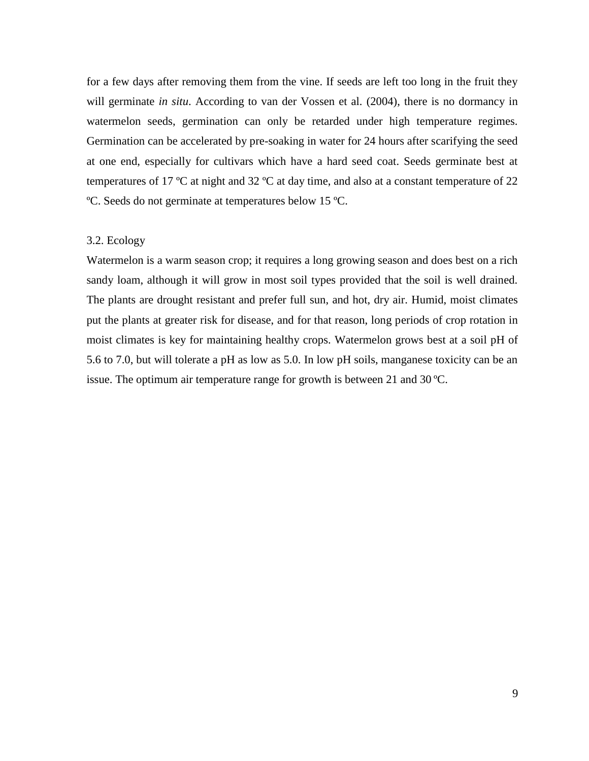for a few days after removing them from the vine. If seeds are left too long in the fruit they will germinate *in situ*. According to van der Vossen et al. (2004), there is no dormancy in watermelon seeds, germination can only be retarded under high temperature regimes. Germination can be accelerated by pre-soaking in water for 24 hours after scarifying the seed at one end, especially for cultivars which have a hard seed coat. Seeds germinate best at temperatures of 17 ºC at night and 32 ºC at day time, and also at a constant temperature of 22 ºC. Seeds do not germinate at temperatures below 15 ºC.

### 3.2. Ecology

Watermelon is a warm season crop; it requires a long growing season and does best on a rich sandy loam, although it will grow in most soil types provided that the soil is well drained. The plants are drought resistant and prefer full sun, and hot, dry air. Humid, moist climates put the plants at greater risk for disease, and for that reason, long periods of crop rotation in moist climates is key for maintaining healthy crops. Watermelon grows best at a soil pH of 5.6 to 7.0, but will tolerate a pH as low as 5.0. In low pH soils, manganese toxicity can be an issue. The optimum air temperature range for growth is between 21 and 30 ºC.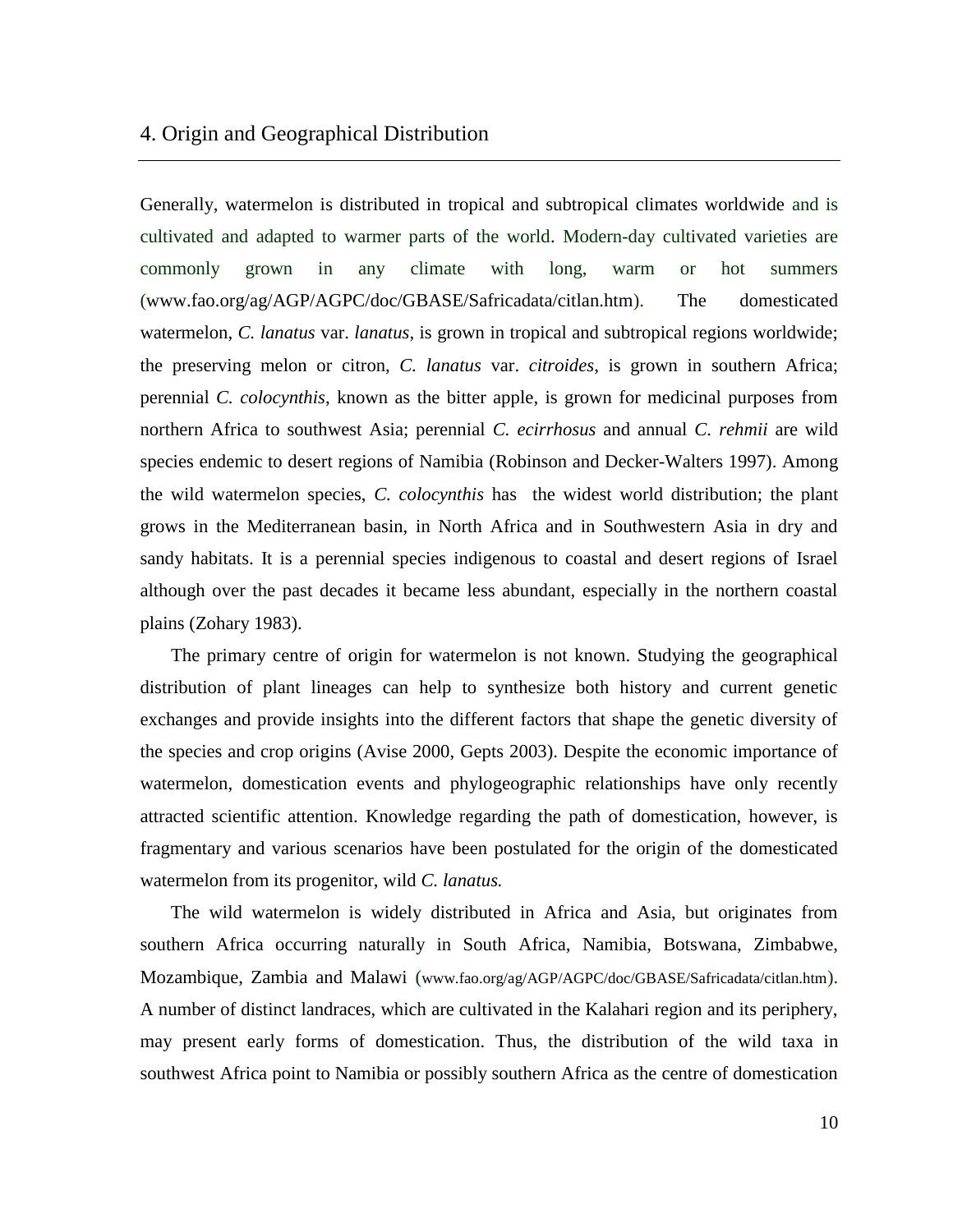## 4. Origin and Geographical Distribution

Generally, watermelon is distributed in tropical and subtropical climates worldwide and is cultivated and adapted to warmer parts of the world. Modern-day cultivated varieties are commonly grown in any climate with long, warm or hot summers (www.fao.org/ag/AGP/AGPC/doc/GBASE/Safricadata/citlan.htm). The domesticated watermelon, *C. lanatus* var. *lanatus*, is grown in tropical and subtropical regions worldwide; the preserving melon or citron, *C. lanatus* var. *citroides*, is grown in southern Africa; perennial *C. colocynthis*, known as the bitter apple, is grown for medicinal purposes from northern Africa to southwest Asia; perennial *C. ecirrhosus* and annual *C. rehmii* are wild species endemic to desert regions of Namibia (Robinson and Decker-Walters 1997). Among the wild watermelon species, *C. colocynthis* has the widest world distribution; the plant grows in the Mediterranean basin, in North Africa and in Southwestern Asia in dry and sandy habitats. It is a perennial species indigenous to coastal and desert regions of Israel although over the past decades it became less abundant, especially in the northern coastal plains (Zohary 1983).

The primary centre of origin for watermelon is not known. Studying the geographical distribution of plant lineages can help to synthesize both history and current genetic exchanges and provide insights into the different factors that shape the genetic diversity of the species and crop origins (Avise 2000, Gepts 2003). Despite the economic importance of watermelon, domestication events and phylogeographic relationships have only recently attracted scientific attention. Knowledge regarding the path of domestication, however, is fragmentary and various scenarios have been postulated for the origin of the domesticated watermelon from its progenitor, wild *C. lanatus.*

The wild watermelon is widely distributed in Africa and Asia, but originates from southern Africa occurring naturally in South Africa, Namibia, Botswana, Zimbabwe, Mozambique, Zambia and Malawi (www.fao.org/ag/AGP/AGPC/doc/GBASE/Safricadata/citlan.htm). A number of distinct landraces, which are cultivated in the Kalahari region and its periphery, may present early forms of domestication. Thus, the distribution of the wild taxa in southwest Africa point to Namibia or possibly southern Africa as the centre of domestication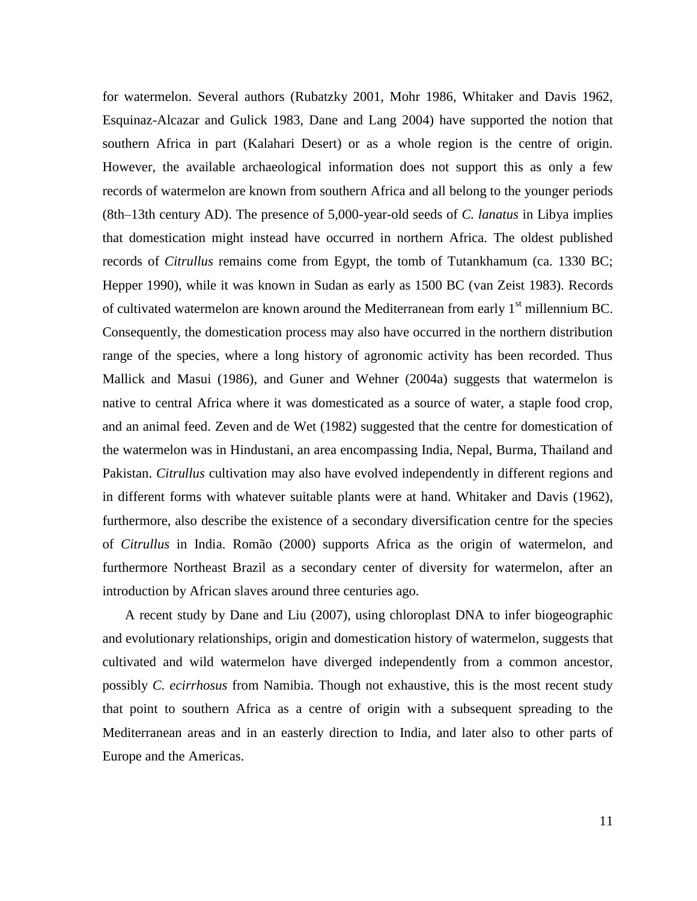for watermelon. Several authors (Rubatzky 2001, Mohr 1986, Whitaker and Davis 1962, Esquinaz-Alcazar and Gulick 1983, Dane and Lang 2004) have supported the notion that southern Africa in part (Kalahari Desert) or as a whole region is the centre of origin. However, the available archaeological information does not support this as only a few records of watermelon are known from southern Africa and all belong to the younger periods (8th–13th century AD). The presence of 5,000-year-old seeds of *C. lanatus* in Libya implies that domestication might instead have occurred in northern Africa. The oldest published records of *Citrullus* remains come from Egypt, the tomb of Tutankhamum (ca. 1330 BC; Hepper 1990), while it was known in Sudan as early as 1500 BC (van Zeist 1983). Records of cultivated watermelon are known around the Mediterranean from early 1st millennium BC. Consequently, the domestication process may also have occurred in the northern distribution range of the species, where a long history of agronomic activity has been recorded. Thus Mallick and Masui (1986), and Guner and Wehner (2004a) suggests that watermelon is native to central Africa where it was domesticated as a source of water, a staple food crop, and an animal feed. Zeven and de Wet (1982) suggested that the centre for domestication of the watermelon was in Hindustani, an area encompassing India, Nepal, Burma, Thailand and Pakistan. *Citrullus* cultivation may also have evolved independently in different regions and in different forms with whatever suitable plants were at hand. Whitaker and Davis (1962), furthermore, also describe the existence of a secondary diversification centre for the species of *Citrullus* in India. Romão (2000) supports Africa as the origin of watermelon, and furthermore Northeast Brazil as a secondary center of diversity for watermelon, after an introduction by African slaves around three centuries ago.

A recent study by Dane and Liu (2007), using chloroplast DNA to infer biogeographic and evolutionary relationships, origin and domestication history of watermelon, suggests that cultivated and wild watermelon have diverged independently from a common ancestor, possibly *C. ecirrhosus* from Namibia. Though not exhaustive, this is the most recent study that point to southern Africa as a centre of origin with a subsequent spreading to the Mediterranean areas and in an easterly direction to India, and later also to other parts of Europe and the Americas.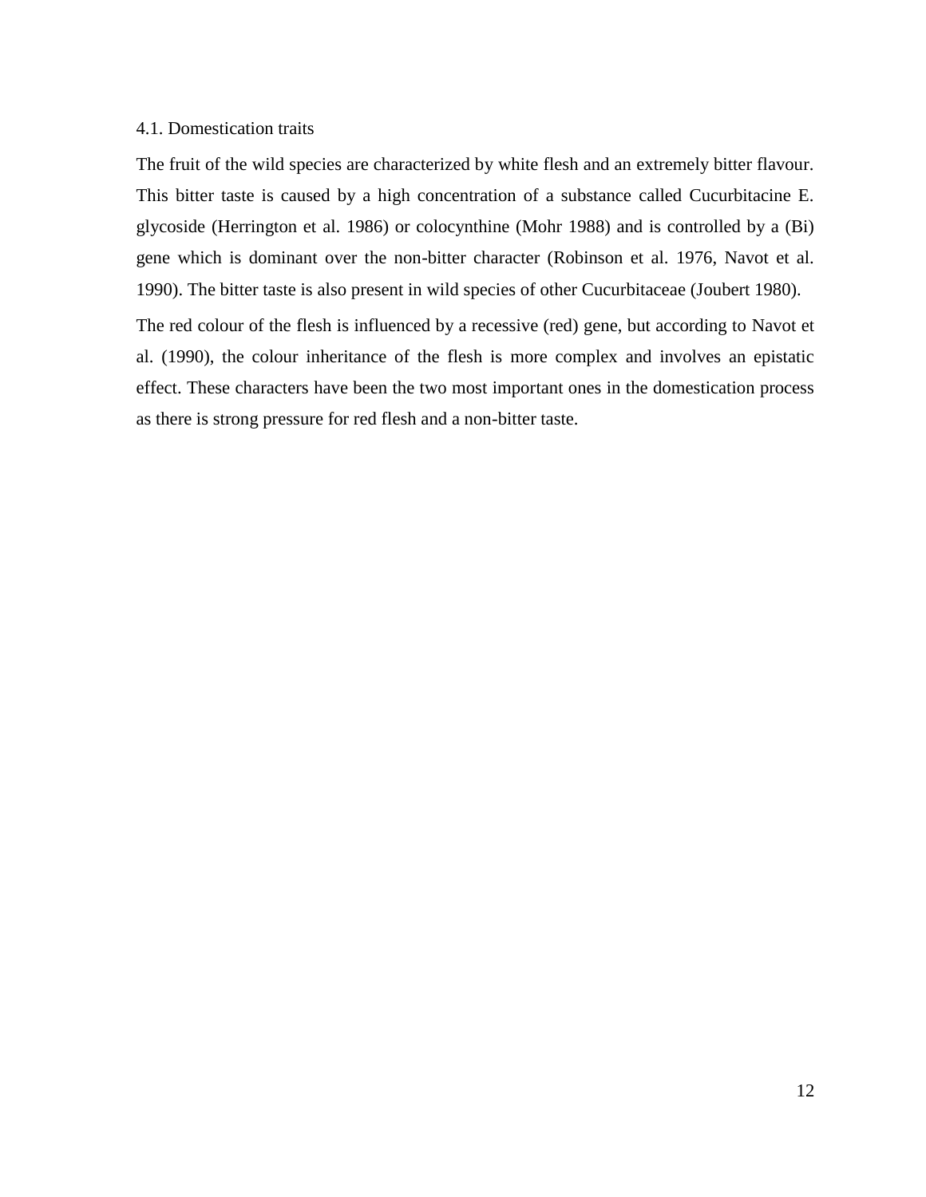### 4.1. Domestication traits

The fruit of the wild species are characterized by white flesh and an extremely bitter flavour. This bitter taste is caused by a high concentration of a substance called Cucurbitacine E. glycoside (Herrington et al. 1986) or colocynthine (Mohr 1988) and is controlled by a (Bi) gene which is dominant over the non-bitter character (Robinson et al. 1976, Navot et al. 1990). The bitter taste is also present in wild species of other Cucurbitaceae (Joubert 1980).

The red colour of the flesh is influenced by a recessive (red) gene, but according to Navot et al. (1990), the colour inheritance of the flesh is more complex and involves an epistatic effect. These characters have been the two most important ones in the domestication process as there is strong pressure for red flesh and a non-bitter taste.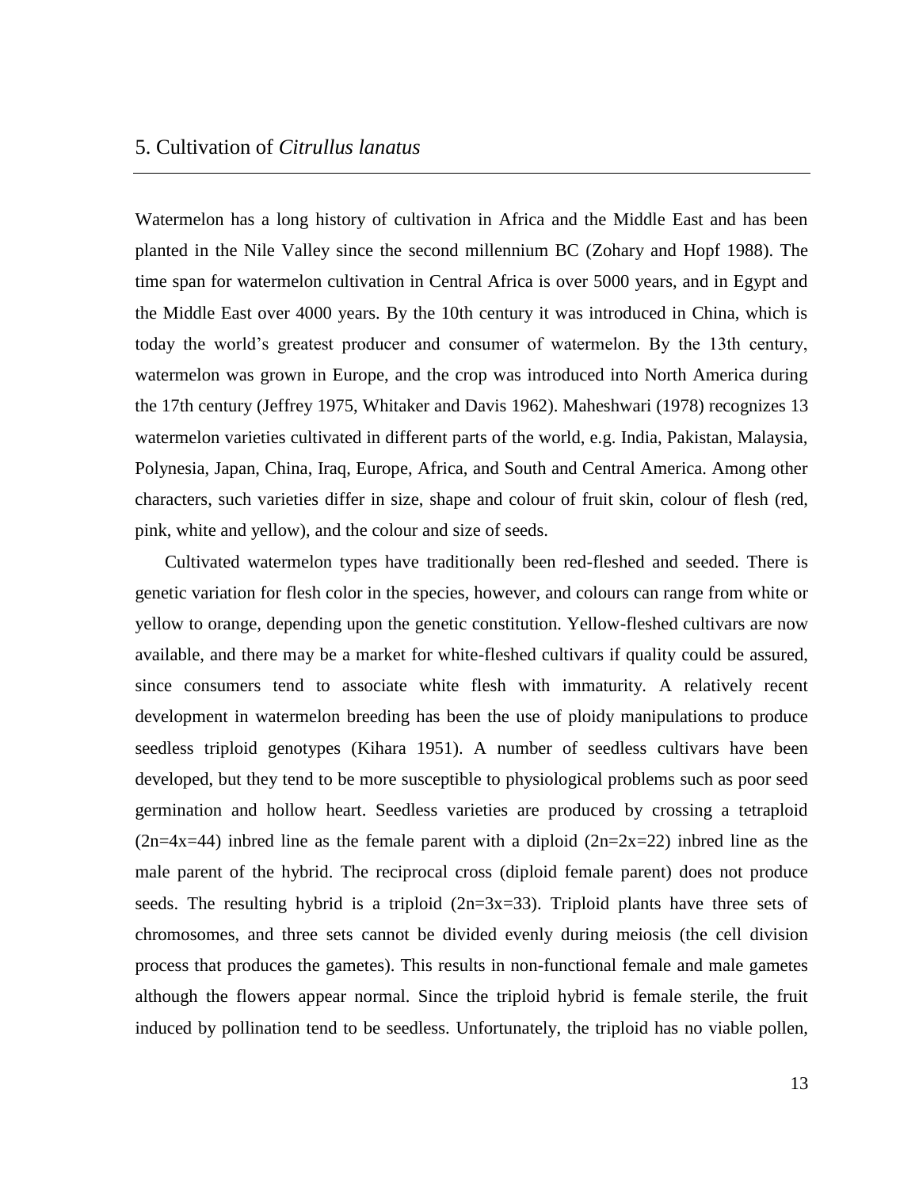## 5. Cultivation of *Citrullus lanatus*

Watermelon has a long history of cultivation in Africa and the Middle East and has been planted in the Nile Valley since the second millennium BC (Zohary and Hopf 1988). The time span for watermelon cultivation in Central Africa is over 5000 years, and in Egypt and the Middle East over 4000 years. By the 10th century it was introduced in China, which is today the world's greatest producer and consumer of watermelon. By the 13th century, watermelon was grown in Europe, and the crop was introduced into North America during the 17th century (Jeffrey 1975, Whitaker and Davis 1962). Maheshwari (1978) recognizes 13 watermelon varieties cultivated in different parts of the world, e.g. India, Pakistan, Malaysia, Polynesia, Japan, China, Iraq, Europe, Africa, and South and Central America. Among other characters, such varieties differ in size, shape and colour of fruit skin, colour of flesh (red, pink, white and yellow), and the colour and size of seeds.

Cultivated watermelon types have traditionally been red-fleshed and seeded. There is genetic variation for flesh color in the species, however, and colours can range from white or yellow to orange, depending upon the genetic constitution. Yellow-fleshed cultivars are now available, and there may be a market for white-fleshed cultivars if quality could be assured, since consumers tend to associate white flesh with immaturity. A relatively recent development in watermelon breeding has been the use of ploidy manipulations to produce seedless triploid genotypes (Kihara 1951). A number of seedless cultivars have been developed, but they tend to be more susceptible to physiological problems such as poor seed germination and hollow heart. Seedless varieties are produced by crossing a tetraploid ($2n=4x=44$) inbred line as the female parent with a diploid ($2n=2x=22$) inbred line as the male parent of the hybrid. The reciprocal cross (diploid female parent) does not produce seeds. The resulting hybrid is a triploid ($2n=3x=33$). Triploid plants have three sets of chromosomes, and three sets cannot be divided evenly during meiosis (the cell division process that produces the gametes). This results in non-functional female and male gametes although the flowers appear normal. Since the triploid hybrid is female sterile, the fruit induced by pollination tend to be seedless. Unfortunately, the triploid has no viable pollen,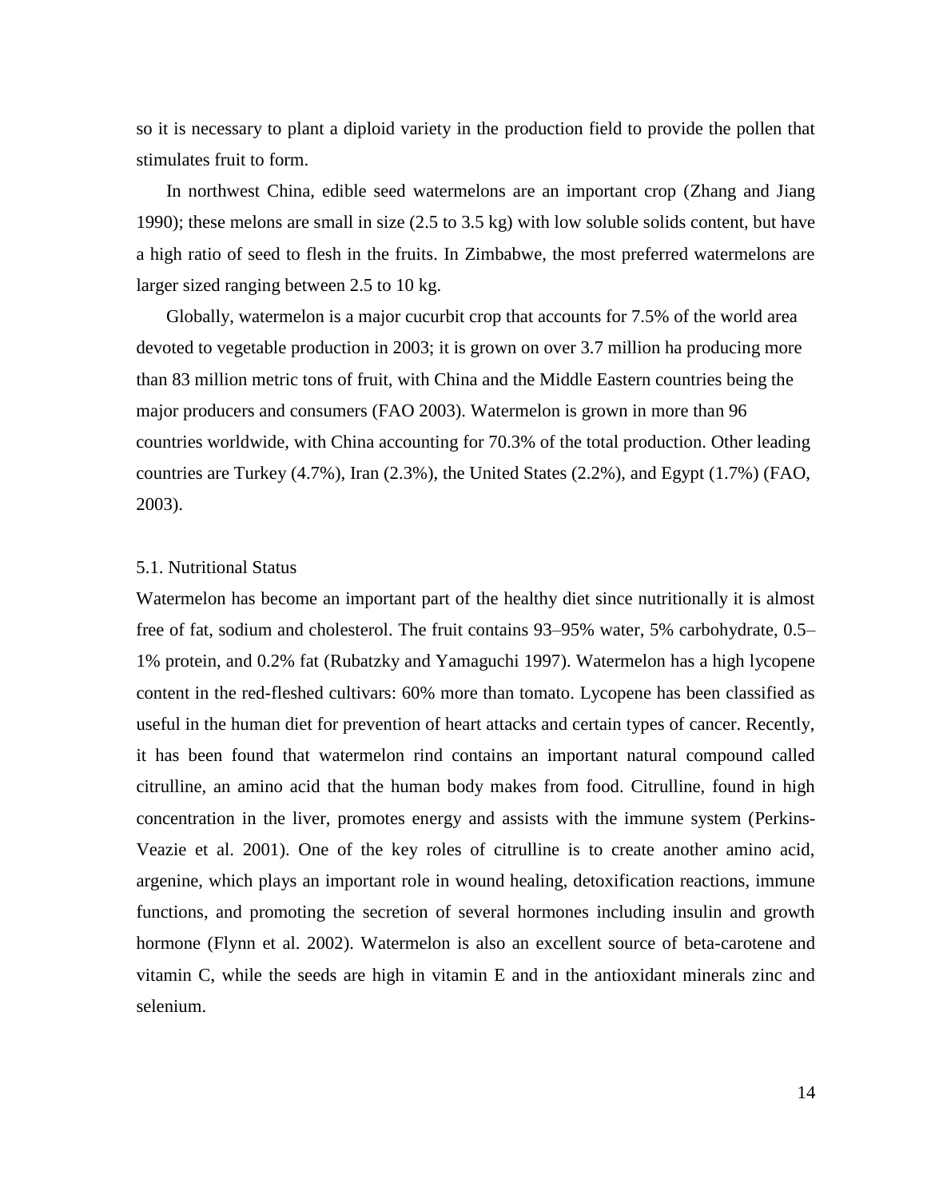so it is necessary to plant a diploid variety in the production field to provide the pollen that stimulates fruit to form.

In northwest China, edible seed watermelons are an important crop (Zhang and Jiang 1990); these melons are small in size (2.5 to 3.5 kg) with low soluble solids content, but have a high ratio of seed to flesh in the fruits. In Zimbabwe, the most preferred watermelons are larger sized ranging between 2.5 to 10 kg.

Globally, watermelon is a major cucurbit crop that accounts for 7.5% of the world area devoted to vegetable production in 2003; it is grown on over 3.7 million ha producing more than 83 million metric tons of fruit, with China and the Middle Eastern countries being the major producers and consumers (FAO 2003). Watermelon is grown in more than 96 countries worldwide, with China accounting for 70.3% of the total production. Other leading countries are Turkey (4.7%), Iran (2.3%), the United States (2.2%), and Egypt (1.7%) (FAO, 2003).

### 5.1. Nutritional Status

Watermelon has become an important part of the healthy diet since nutritionally it is almost free of fat, sodium and cholesterol. The fruit contains 93–95% water, 5% carbohydrate, 0.5–1% protein, and 0.2% fat (Rubatzky and Yamaguchi 1997). Watermelon has a high lycopene content in the red-fleshed cultivars: 60% more than tomato. Lycopene has been classified as useful in the human diet for prevention of heart attacks and certain types of cancer. Recently, it has been found that watermelon rind contains an important natural compound called citrulline, an amino acid that the human body makes from food. Citrulline, found in high concentration in the liver, promotes energy and assists with the immune system (Perkins-Veazie et al. 2001). One of the key roles of citrulline is to create another amino acid, argenine, which plays an important role in wound healing, detoxification reactions, immune functions, and promoting the secretion of several hormones including insulin and growth hormone (Flynn et al. 2002). Watermelon is also an excellent source of beta-carotene and vitamin C, while the seeds are high in vitamin E and in the antioxidant minerals zinc and selenium.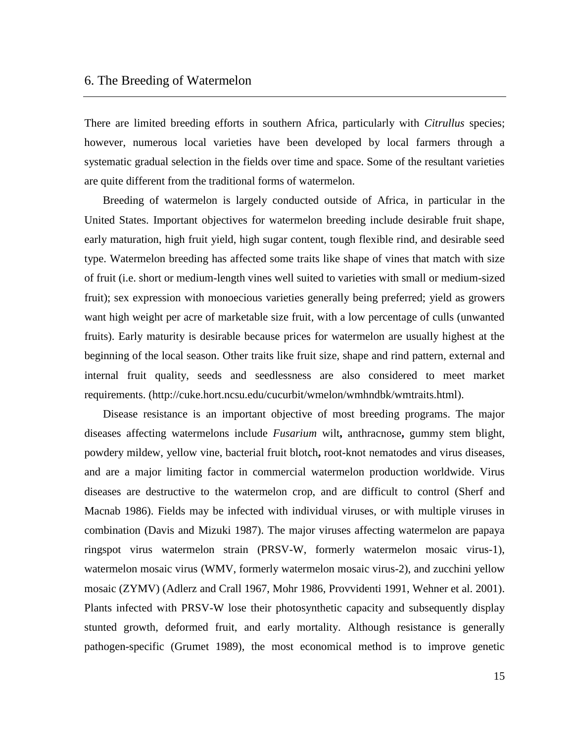## 6. The Breeding of Watermelon

There are limited breeding efforts in southern Africa, particularly with *Citrullus* species; however, numerous local varieties have been developed by local farmers through a systematic gradual selection in the fields over time and space. Some of the resultant varieties are quite different from the traditional forms of watermelon.

Breeding of watermelon is largely conducted outside of Africa, in particular in the United States. Important objectives for watermelon breeding include desirable fruit shape, early maturation, high fruit yield, high sugar content, tough flexible rind, and desirable seed type. Watermelon breeding has affected some traits like shape of vines that match with size of fruit (i.e. short or medium-length vines well suited to varieties with small or medium-sized fruit); sex expression with monoecious varieties generally being preferred; yield as growers want high weight per acre of marketable size fruit, with a low percentage of culls (unwanted fruits). Early maturity is desirable because prices for watermelon are usually highest at the beginning of the local season. Other traits like fruit size, shape and rind pattern, external and internal fruit quality, seeds and seedlessness are also considered to meet market requirements. (http://cuke.hort.ncsu.edu/cucurbit/wmelon/wmhndbk/wmtraits.html).

Disease resistance is an important objective of most breeding programs. The major diseases affecting watermelons include *Fusarium* wilt**,** anthracnose**,** gummy stem blight, powdery mildew, yellow vine, bacterial fruit blotch**,** root-knot nematodes and virus diseases, and are a major limiting factor in commercial watermelon production worldwide. Virus diseases are destructive to the watermelon crop, and are difficult to control (Sherf and Macnab 1986). Fields may be infected with individual viruses, or with multiple viruses in combination (Davis and Mizuki 1987). The major viruses affecting watermelon are papaya ringspot virus watermelon strain (PRSV-W, formerly watermelon mosaic virus-1), watermelon mosaic virus (WMV, formerly watermelon mosaic virus-2), and zucchini yellow mosaic (ZYMV) (Adlerz and Crall 1967, Mohr 1986, Provvidenti 1991, Wehner et al. 2001). Plants infected with PRSV-W lose their photosynthetic capacity and subsequently display stunted growth, deformed fruit, and early mortality. Although resistance is generally pathogen-specific (Grumet 1989), the most economical method is to improve genetic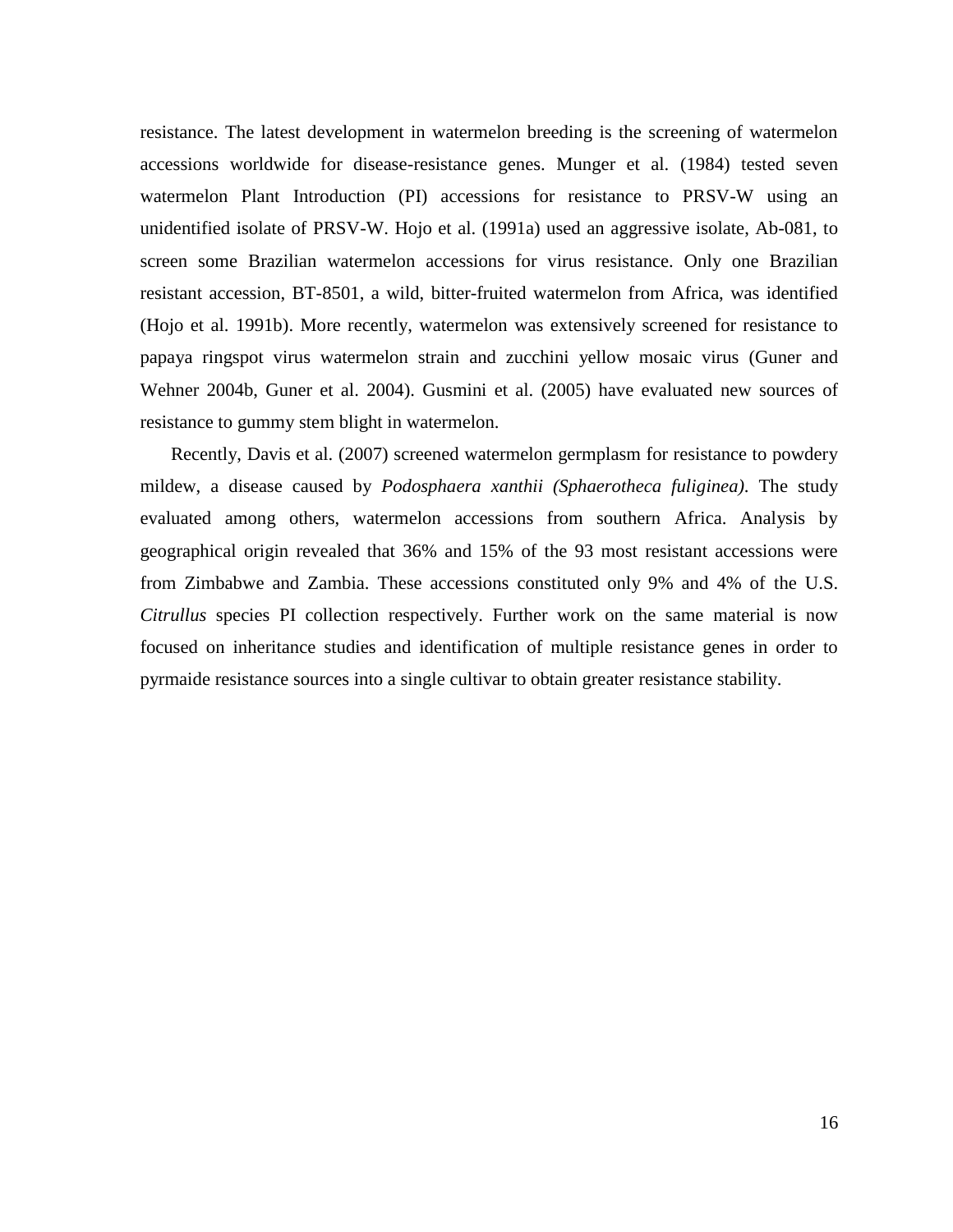resistance. The latest development in watermelon breeding is the screening of watermelon accessions worldwide for disease-resistance genes. Munger et al. (1984) tested seven watermelon Plant Introduction (PI) accessions for resistance to PRSV-W using an unidentified isolate of PRSV-W. Hojo et al. (1991a) used an aggressive isolate, Ab-081, to screen some Brazilian watermelon accessions for virus resistance. Only one Brazilian resistant accession, BT-8501, a wild, bitter-fruited watermelon from Africa, was identified (Hojo et al. 1991b). More recently, watermelon was extensively screened for resistance to papaya ringspot virus watermelon strain and zucchini yellow mosaic virus (Guner and Wehner 2004b, Guner et al. 2004). Gusmini et al. (2005) have evaluated new sources of resistance to gummy stem blight in watermelon.

Recently, Davis et al. (2007) screened watermelon germplasm for resistance to powdery mildew, a disease caused by *Podosphaera xanthii (Sphaerotheca fuliginea)*. The study evaluated among others, watermelon accessions from southern Africa. Analysis by geographical origin revealed that 36% and 15% of the 93 most resistant accessions were from Zimbabwe and Zambia. These accessions constituted only 9% and 4% of the U.S. *Citrullus* species PI collection respectively. Further work on the same material is now focused on inheritance studies and identification of multiple resistance genes in order to pyrmaide resistance sources into a single cultivar to obtain greater resistance stability.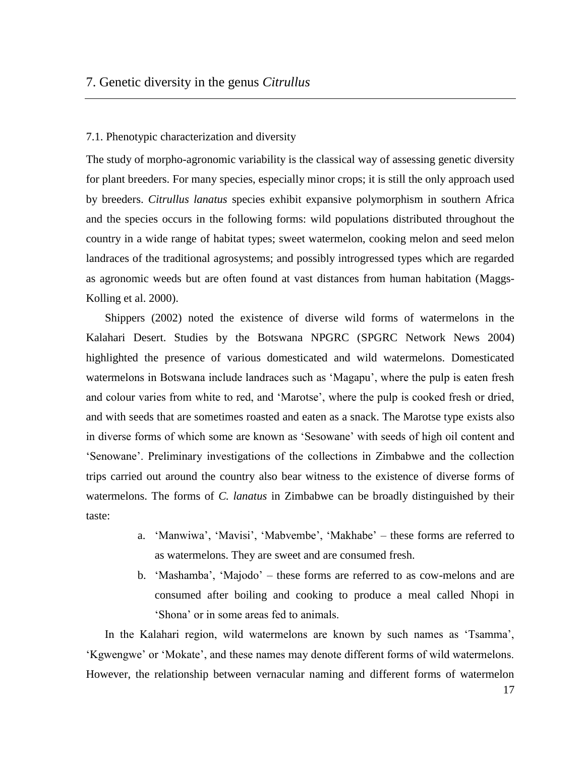# 7. Genetic diversity in the genus *Citrullus*

## 7.1. Phenotypic characterization and diversity

The study of morpho-agronomic variability is the classical way of assessing genetic diversity for plant breeders. For many species, especially minor crops; it is still the only approach used by breeders. *Citrullus lanatus* species exhibit expansive polymorphism in southern Africa and the species occurs in the following forms: wild populations distributed throughout the country in a wide range of habitat types; sweet watermelon, cooking melon and seed melon landraces of the traditional agrosystems; and possibly introgressed types which are regarded as agronomic weeds but are often found at vast distances from human habitation (Maggs-Kolling et al. 2000).

Shippers (2002) noted the existence of diverse wild forms of watermelons in the Kalahari Desert. Studies by the Botswana NPGRC (SPGRC Network News 2004) highlighted the presence of various domesticated and wild watermelons. Domesticated watermelons in Botswana include landraces such as 'Magapu', where the pulp is eaten fresh and colour varies from white to red, and 'Marotse', where the pulp is cooked fresh or dried, and with seeds that are sometimes roasted and eaten as a snack. The Marotse type exists also in diverse forms of which some are known as 'Sesowane' with seeds of high oil content and 'Senowane'. Preliminary investigations of the collections in Zimbabwe and the collection trips carried out around the country also bear witness to the existence of diverse forms of watermelons. The forms of *C. lanatus* in Zimbabwe can be broadly distinguished by their taste:

a. 'Manwiwa', 'Mavisi', 'Mabvembe', 'Makhabe' – these forms are referred to as watermelons. They are sweet and are consumed fresh.

b. 'Mashamba', 'Majodo' – these forms are referred to as cow-melons and are consumed after boiling and cooking to produce a meal called Nhopi in 'Shona' or in some areas fed to animals.

In the Kalahari region, wild watermelons are known by such names as 'Tsamma', 'Kgwengwe' or 'Mokate', and these names may denote different forms of wild watermelons. However, the relationship between vernacular naming and different forms of watermelon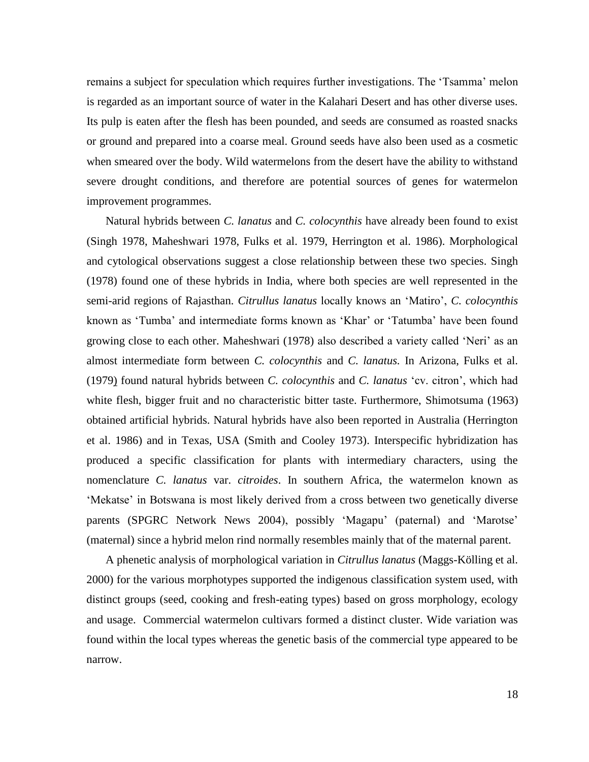remains a subject for speculation which requires further investigations. The 'Tsamma' melon is regarded as an important source of water in the Kalahari Desert and has other diverse uses. Its pulp is eaten after the flesh has been pounded, and seeds are consumed as roasted snacks or ground and prepared into a coarse meal. Ground seeds have also been used as a cosmetic when smeared over the body. Wild watermelons from the desert have the ability to withstand severe drought conditions, and therefore are potential sources of genes for watermelon improvement programmes.

Natural hybrids between *C. lanatus* and *C. colocynthis* have already been found to exist (Singh 1978, Maheshwari 1978, Fulks et al. 1979, Herrington et al. 1986). Morphological and cytological observations suggest a close relationship between these two species. Singh (1978) found one of these hybrids in India, where both species are well represented in the semi-arid regions of Rajasthan. *Citrullus lanatus* locally knows an 'Matiro', *C. colocynthis* known as 'Tumba' and intermediate forms known as 'Khar' or 'Tatumba' have been found growing close to each other. Maheshwari (1978) also described a variety called 'Neri' as an almost intermediate form between *C. colocynthis* and *C. lanatus*. In Arizona, Fulks et al. (1979) found natural hybrids between *C. colocynthis* and *C. lanatus* 'cv. citron', which had white flesh, bigger fruit and no characteristic bitter taste. Furthermore, Shimotsuma (1963) obtained artificial hybrids. Natural hybrids have also been reported in Australia (Herrington et al. 1986) and in Texas, USA (Smith and Cooley 1973). Interspecific hybridization has produced a specific classification for plants with intermediary characters, using the nomenclature *C. lanatus* var. *citroides*. In southern Africa, the watermelon known as 'Mekatse' in Botswana is most likely derived from a cross between two genetically diverse parents (SPGRC Network News 2004), possibly 'Magapu' (paternal) and 'Marotse' (maternal) since a hybrid melon rind normally resembles mainly that of the maternal parent.

A phenetic analysis of morphological variation in *Citrullus lanatus* (Maggs-Kölling et al. 2000) for the various morphotypes supported the indigenous classification system used, with distinct groups (seed, cooking and fresh-eating types) based on gross morphology, ecology and usage. Commercial watermelon cultivars formed a distinct cluster. Wide variation was found within the local types whereas the genetic basis of the commercial type appeared to be narrow.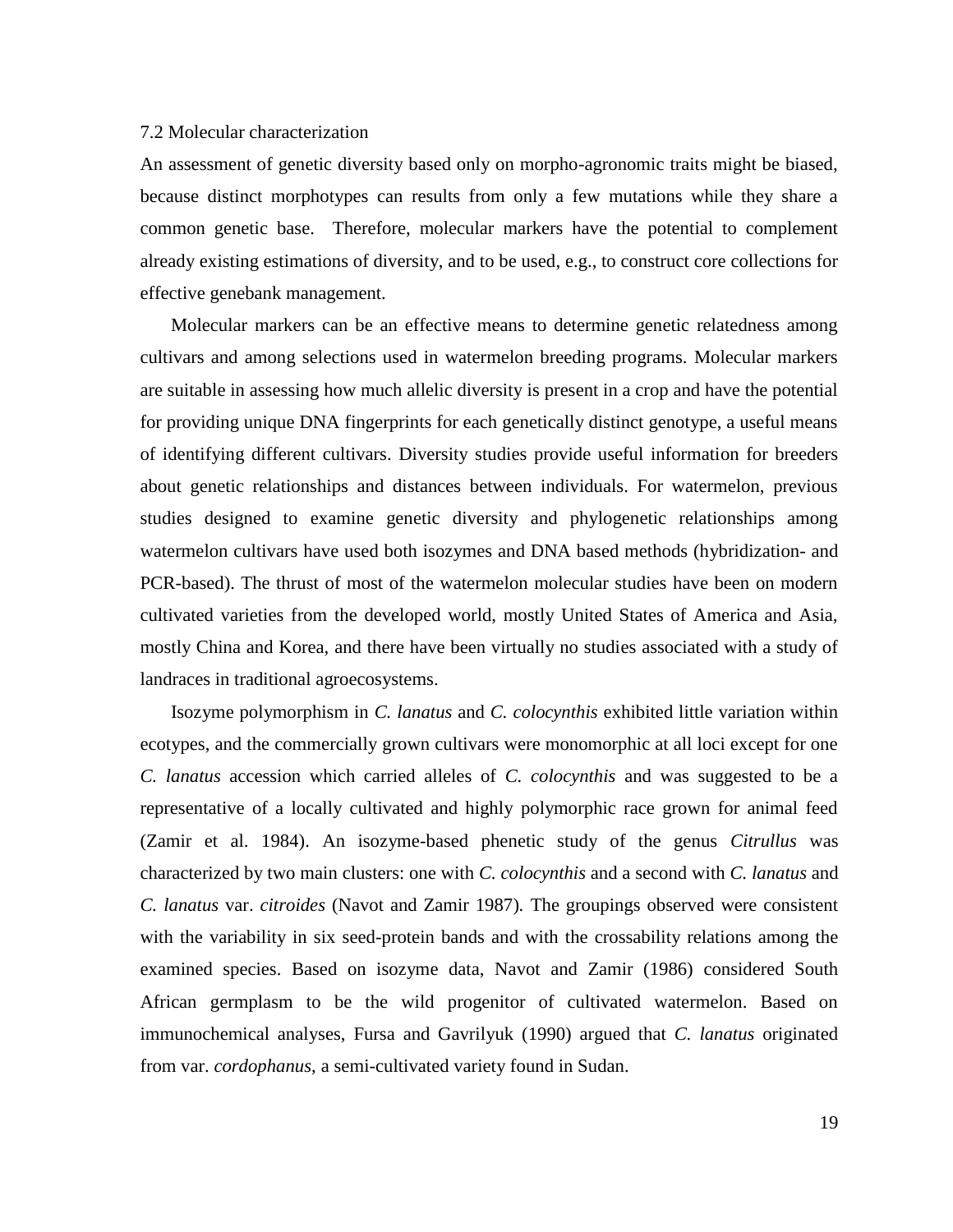### 7.2 Molecular characterization

An assessment of genetic diversity based only on morpho-agronomic traits might be biased, because distinct morphotypes can results from only a few mutations while they share a common genetic base. Therefore, molecular markers have the potential to complement already existing estimations of diversity, and to be used, e.g., to construct core collections for effective genebank management.

Molecular markers can be an effective means to determine genetic relatedness among cultivars and among selections used in watermelon breeding programs. Molecular markers are suitable in assessing how much allelic diversity is present in a crop and have the potential for providing unique DNA fingerprints for each genetically distinct genotype, a useful means of identifying different cultivars. Diversity studies provide useful information for breeders about genetic relationships and distances between individuals. For watermelon, previous studies designed to examine genetic diversity and phylogenetic relationships among watermelon cultivars have used both isozymes and DNA based methods (hybridization- and PCR-based). The thrust of most of the watermelon molecular studies have been on modern cultivated varieties from the developed world, mostly United States of America and Asia, mostly China and Korea, and there have been virtually no studies associated with a study of landraces in traditional agroecosystems.

Isozyme polymorphism in *C. lanatus* and *C. colocynthis* exhibited little variation within ecotypes, and the commercially grown cultivars were monomorphic at all loci except for one *C. lanatus* accession which carried alleles of *C. colocynthis* and was suggested to be a representative of a locally cultivated and highly polymorphic race grown for animal feed (Zamir et al. 1984). An isozyme-based phenetic study of the genus *Citrullus* was characterized by two main clusters: one with *C. colocynthis* and a second with *C. lanatus* and *C. lanatus* var. *citroides* (Navot and Zamir 1987). The groupings observed were consistent with the variability in six seed-protein bands and with the crossability relations among the examined species. Based on isozyme data, Navot and Zamir (1986) considered South African germplasm to be the wild progenitor of cultivated watermelon. Based on immunochemical analyses, Fursa and Gavrilyuk (1990) argued that *C. lanatus* originated from var. *cordophanus*, a semi-cultivated variety found in Sudan.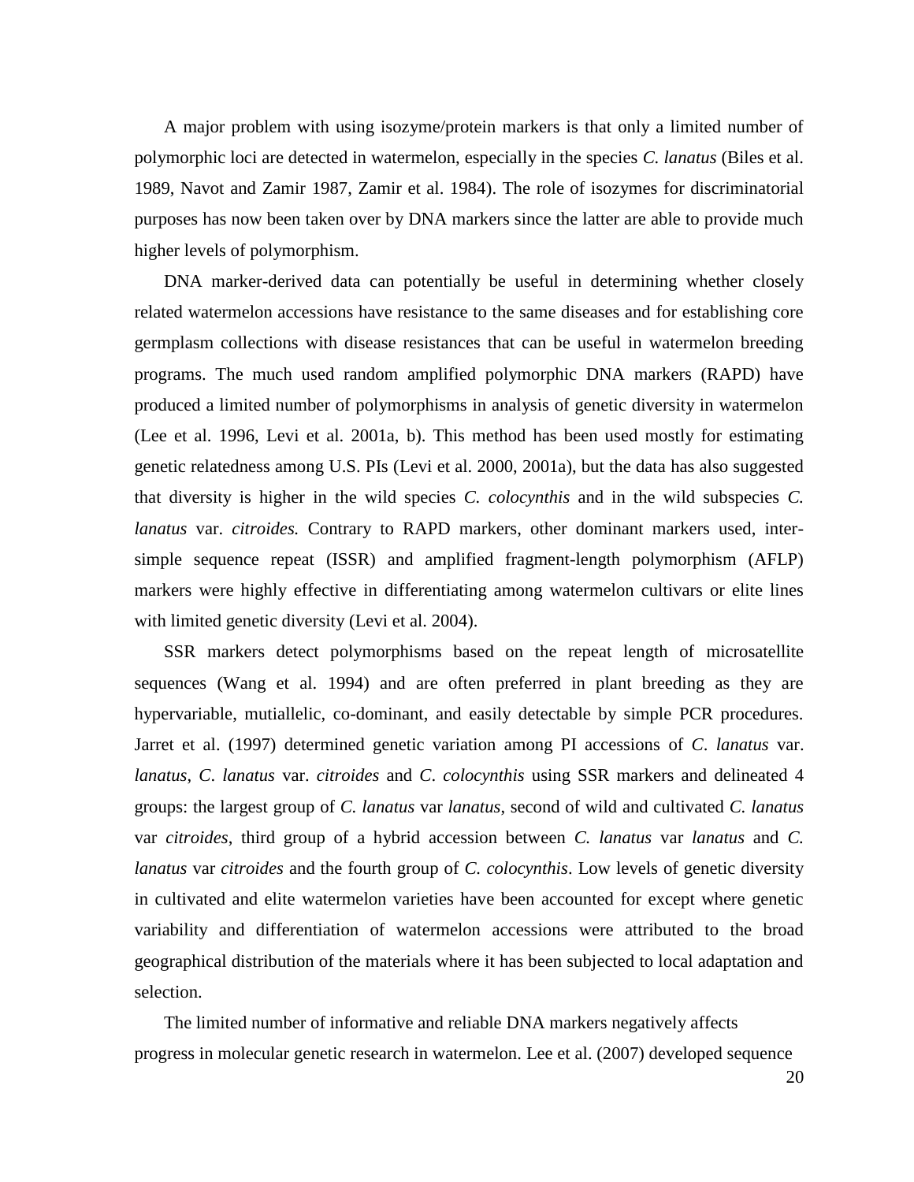A major problem with using isozyme/protein markers is that only a limited number of polymorphic loci are detected in watermelon, especially in the species *C. lanatus* (Biles et al. 1989, Navot and Zamir 1987, Zamir et al. 1984). The role of isozymes for discriminatorial purposes has now been taken over by DNA markers since the latter are able to provide much higher levels of polymorphism.

DNA marker-derived data can potentially be useful in determining whether closely related watermelon accessions have resistance to the same diseases and for establishing core germplasm collections with disease resistances that can be useful in watermelon breeding programs. The much used random amplified polymorphic DNA markers (RAPD) have produced a limited number of polymorphisms in analysis of genetic diversity in watermelon (Lee et al. 1996, Levi et al. 2001a, b). This method has been used mostly for estimating genetic relatedness among U.S. PIs (Levi et al. 2000, 2001a), but the data has also suggested that diversity is higher in the wild species *C. colocynthis* and in the wild subspecies *C. lanatus* var. *citroides.* Contrary to RAPD markers, other dominant markers used, inter-simple sequence repeat (ISSR) and amplified fragment-length polymorphism (AFLP) markers were highly effective in differentiating among watermelon cultivars or elite lines with limited genetic diversity (Levi et al. 2004).

SSR markers detect polymorphisms based on the repeat length of microsatellite sequences (Wang et al. 1994) and are often preferred in plant breeding as they are hypervariable, mutiallelic, co-dominant, and easily detectable by simple PCR procedures. Jarret et al. (1997) determined genetic variation among PI accessions of *C*. *lanatus* var. *lanatus*, *C*. *lanatus* var. *citroides* and *C*. *colocynthis* using SSR markers and delineated 4 groups: the largest group of *C. lanatus* var *lanatus*, second of wild and cultivated *C. lanatus* var *citroides*, third group of a hybrid accession between *C. lanatus* var *lanatus* and *C. lanatus* var *citroides* and the fourth group of *C. colocynthis*. Low levels of genetic diversity in cultivated and elite watermelon varieties have been accounted for except where genetic variability and differentiation of watermelon accessions were attributed to the broad geographical distribution of the materials where it has been subjected to local adaptation and selection.

The limited number of informative and reliable DNA markers negatively affects progress in molecular genetic research in watermelon. Lee et al. (2007) developed sequence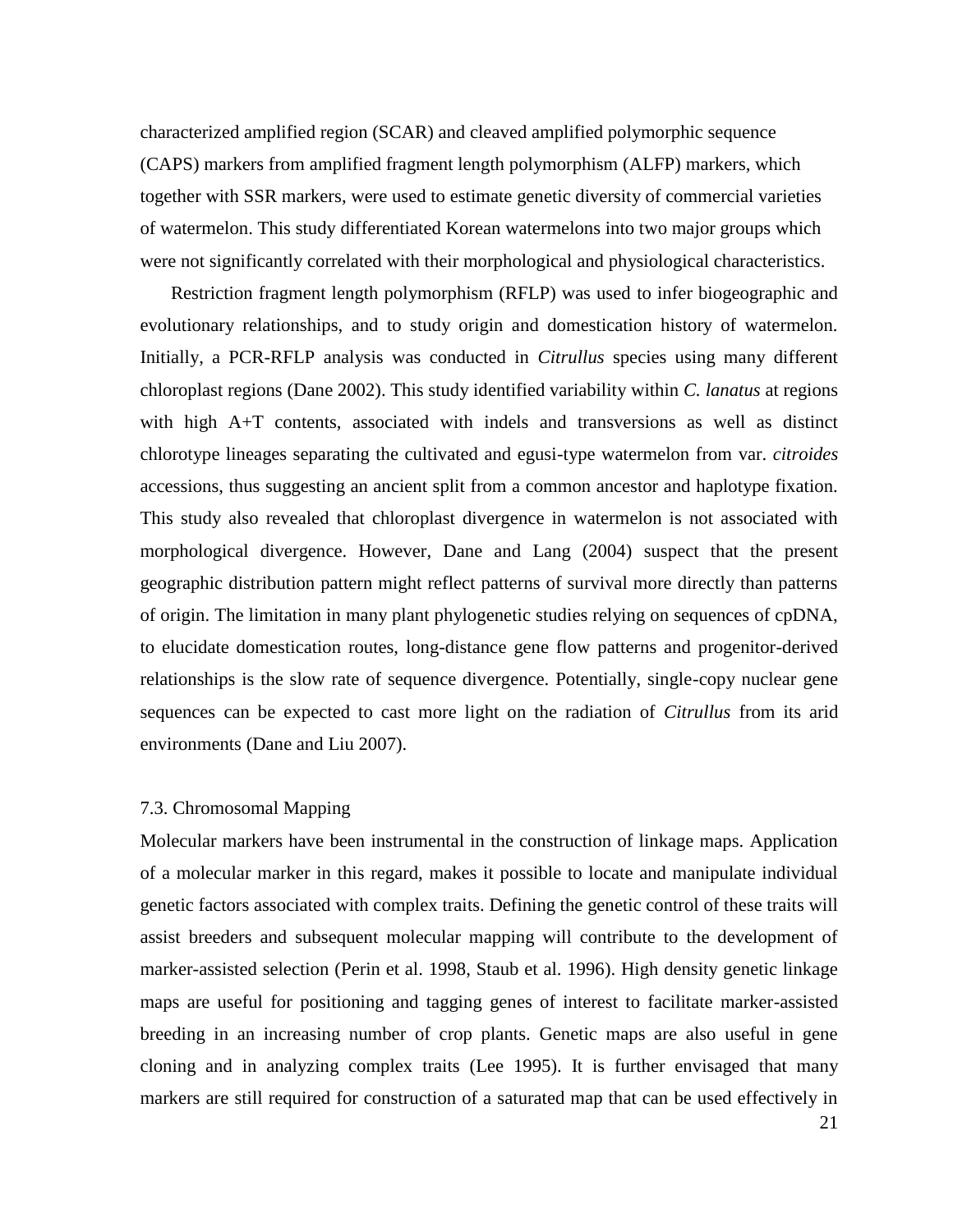characterized amplified region (SCAR) and cleaved amplified polymorphic sequence (CAPS) markers from amplified fragment length polymorphism (ALFP) markers, which together with SSR markers, were used to estimate genetic diversity of commercial varieties of watermelon. This study differentiated Korean watermelons into two major groups which were not significantly correlated with their morphological and physiological characteristics.

Restriction fragment length polymorphism (RFLP) was used to infer biogeographic and evolutionary relationships, and to study origin and domestication history of watermelon. Initially, a PCR-RFLP analysis was conducted in *Citrullus* species using many different chloroplast regions (Dane 2002). This study identified variability within *C. lanatus* at regions with high A+T contents, associated with indels and transversions as well as distinct chlorotype lineages separating the cultivated and egusi-type watermelon from var. *citroides* accessions, thus suggesting an ancient split from a common ancestor and haplotype fixation. This study also revealed that chloroplast divergence in watermelon is not associated with morphological divergence. However, Dane and Lang (2004) suspect that the present geographic distribution pattern might reflect patterns of survival more directly than patterns of origin. The limitation in many plant phylogenetic studies relying on sequences of cpDNA, to elucidate domestication routes, long-distance gene flow patterns and progenitor-derived relationships is the slow rate of sequence divergence. Potentially, single-copy nuclear gene sequences can be expected to cast more light on the radiation of *Citrullus* from its arid environments (Dane and Liu 2007).

### 7.3. Chromosomal Mapping

Molecular markers have been instrumental in the construction of linkage maps. Application of a molecular marker in this regard, makes it possible to locate and manipulate individual genetic factors associated with complex traits. Defining the genetic control of these traits will assist breeders and subsequent molecular mapping will contribute to the development of marker-assisted selection (Perin et al. 1998, Staub et al. 1996). High density genetic linkage maps are useful for positioning and tagging genes of interest to facilitate marker-assisted breeding in an increasing number of crop plants. Genetic maps are also useful in gene cloning and in analyzing complex traits (Lee 1995). It is further envisaged that many markers are still required for construction of a saturated map that can be used effectively in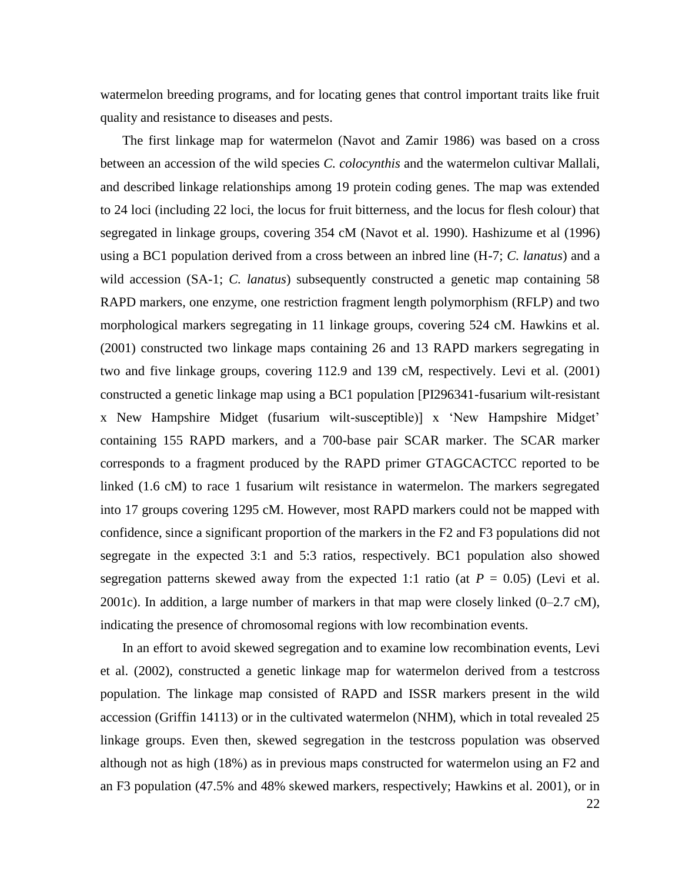watermelon breeding programs, and for locating genes that control important traits like fruit quality and resistance to diseases and pests.

The first linkage map for watermelon (Navot and Zamir 1986) was based on a cross between an accession of the wild species *C. colocynthis* and the watermelon cultivar Mallali, and described linkage relationships among 19 protein coding genes. The map was extended to 24 loci (including 22 loci, the locus for fruit bitterness, and the locus for flesh colour) that segregated in linkage groups, covering 354 cM (Navot et al. 1990). Hashizume et al (1996) using a BC1 population derived from a cross between an inbred line (H-7; *C. lanatus*) and a wild accession (SA-1; *C. lanatus*) subsequently constructed a genetic map containing 58 RAPD markers, one enzyme, one restriction fragment length polymorphism (RFLP) and two morphological markers segregating in 11 linkage groups, covering 524 cM. Hawkins et al. (2001) constructed two linkage maps containing 26 and 13 RAPD markers segregating in two and five linkage groups, covering 112.9 and 139 cM, respectively. Levi et al. (2001) constructed a genetic linkage map using a BC1 population [PI296341-fusarium wilt-resistant x New Hampshire Midget (fusarium wilt-susceptible)] x 'New Hampshire Midget' containing 155 RAPD markers, and a 700-base pair SCAR marker. The SCAR marker corresponds to a fragment produced by the RAPD primer GTAGCACTCC reported to be linked (1.6 cM) to race 1 fusarium wilt resistance in watermelon. The markers segregated into 17 groups covering 1295 cM. However, most RAPD markers could not be mapped with confidence, since a significant proportion of the markers in the F2 and F3 populations did not segregate in the expected 3:1 and 5:3 ratios, respectively. BC1 population also showed segregation patterns skewed away from the expected 1:1 ratio (at $P$ = 0.05) (Levi et al. 2001c). In addition, a large number of markers in that map were closely linked (0–2.7 cM), indicating the presence of chromosomal regions with low recombination events.

In an effort to avoid skewed segregation and to examine low recombination events, Levi et al. (2002), constructed a genetic linkage map for watermelon derived from a testcross population. The linkage map consisted of RAPD and ISSR markers present in the wild accession (Griffin 14113) or in the cultivated watermelon (NHM), which in total revealed 25 linkage groups. Even then, skewed segregation in the testcross population was observed although not as high (18%) as in previous maps constructed for watermelon using an F2 and an F3 population (47.5% and 48% skewed markers, respectively; Hawkins et al. 2001), or in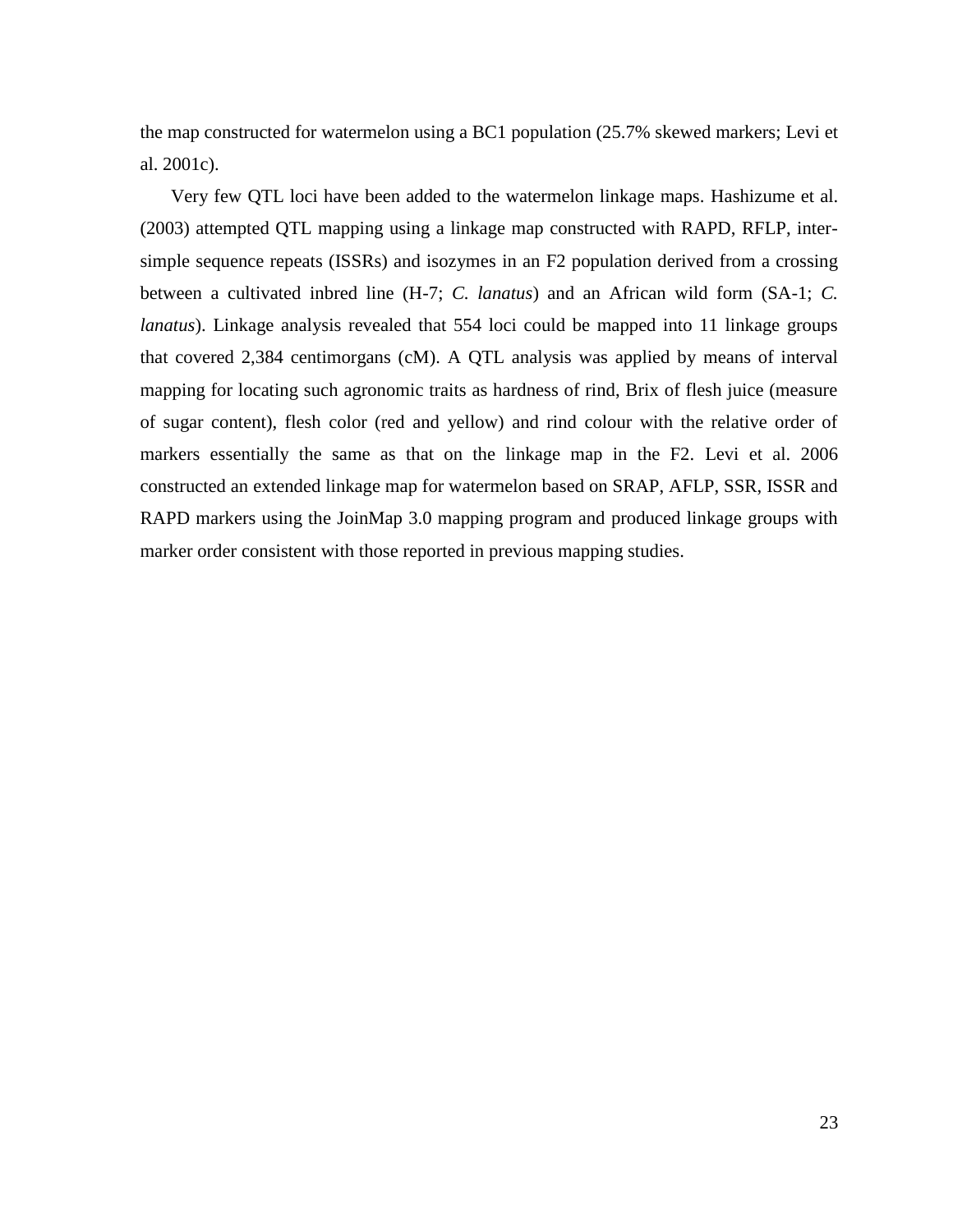the map constructed for watermelon using a BC1 population (25.7% skewed markers; Levi et al. 2001c).

Very few QTL loci have been added to the watermelon linkage maps. Hashizume et al. (2003) attempted QTL mapping using a linkage map constructed with RAPD, RFLP, inter-simple sequence repeats (ISSRs) and isozymes in an F2 population derived from a crossing between a cultivated inbred line (H-7; *C. lanatus*) and an African wild form (SA-1; *C. lanatus*). Linkage analysis revealed that 554 loci could be mapped into 11 linkage groups that covered 2,384 centimorgans (cM). A QTL analysis was applied by means of interval mapping for locating such agronomic traits as hardness of rind, Brix of flesh juice (measure of sugar content), flesh color (red and yellow) and rind colour with the relative order of markers essentially the same as that on the linkage map in the F2. Levi et al. 2006 constructed an extended linkage map for watermelon based on SRAP, AFLP, SSR, ISSR and RAPD markers using the JoinMap 3.0 mapping program and produced linkage groups with marker order consistent with those reported in previous mapping studies.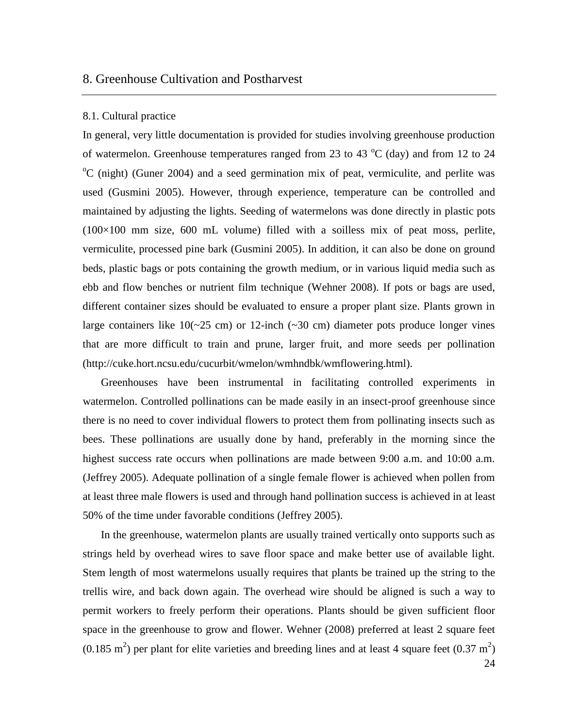## 8. Greenhouse Cultivation and Postharvest

### 8.1. Cultural practice

In general, very little documentation is provided for studies involving greenhouse production of watermelon. Greenhouse temperatures ranged from 23 to 43 $^{o}$C (day) and from 12 to 24 $^{o}$C (night) (Guner 2004) and a seed germination mix of peat, vermiculite, and perlite was used (Gusmini 2005). However, through experience, temperature can be controlled and maintained by adjusting the lights. Seeding of watermelons was done directly in plastic pots (100×100 mm size, 600 mL volume) filled with a soilless mix of peat moss, perlite, vermiculite, processed pine bark (Gusmini 2005). In addition, it can also be done on ground beds, plastic bags or pots containing the growth medium, or in various liquid media such as ebb and flow benches or nutrient film technique (Wehner 2008). If pots or bags are used, different container sizes should be evaluated to ensure a proper plant size. Plants grown in large containers like 10(~25 cm) or 12-inch (~30 cm) diameter pots produce longer vines that are more difficult to train and prune, larger fruit, and more seeds per pollination (http://cuke.hort.ncsu.edu/cucurbit/wmelon/wmhndbk/wmflowering.html).

Greenhouses have been instrumental in facilitating controlled experiments in watermelon. Controlled pollinations can be made easily in an insect-proof greenhouse since there is no need to cover individual flowers to protect them from pollinating insects such as bees. These pollinations are usually done by hand, preferably in the morning since the highest success rate occurs when pollinations are made between 9:00 a.m. and 10:00 a.m. (Jeffrey 2005). Adequate pollination of a single female flower is achieved when pollen from at least three male flowers is used and through hand pollination success is achieved in at least 50% of the time under favorable conditions (Jeffrey 2005).

In the greenhouse, watermelon plants are usually trained vertically onto supports such as strings held by overhead wires to save floor space and make better use of available light. Stem length of most watermelons usually requires that plants be trained up the string to the trellis wire, and back down again. The overhead wire should be aligned is such a way to permit workers to freely perform their operations. Plants should be given sufficient floor space in the greenhouse to grow and flower. Wehner (2008) preferred at least 2 square feet (0.185 m$^2$) per plant for elite varieties and breeding lines and at least 4 square feet (0.37 m$^2$)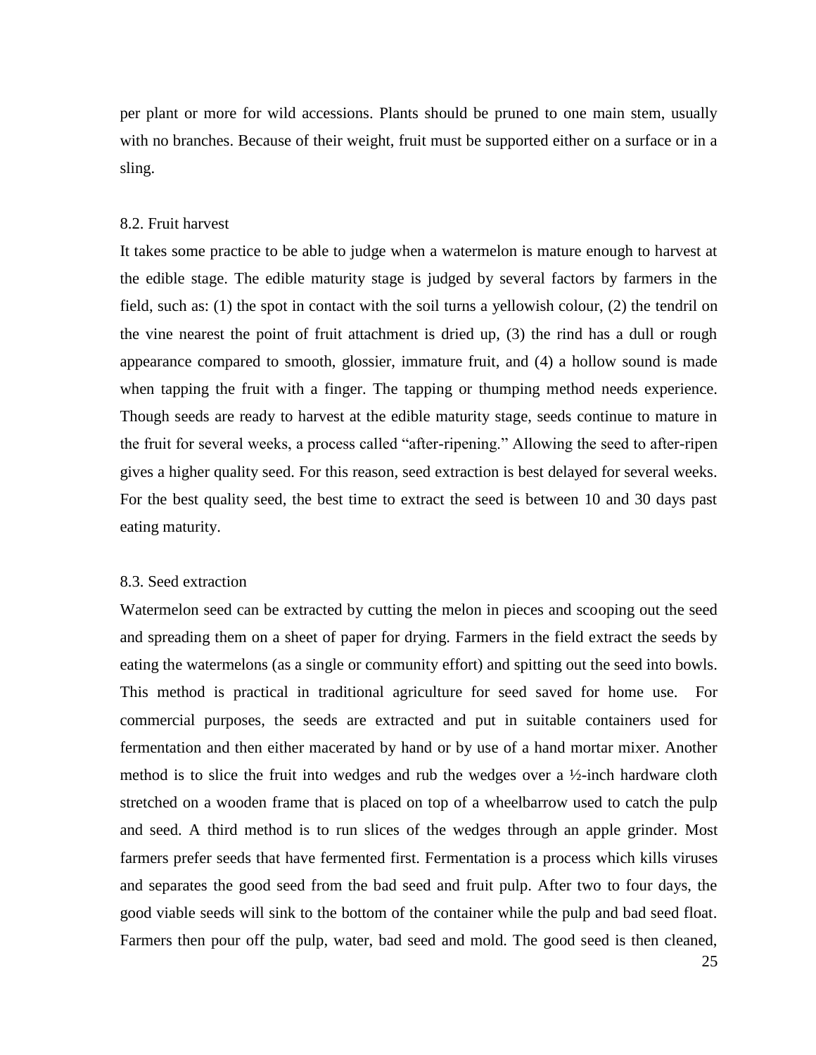per plant or more for wild accessions. Plants should be pruned to one main stem, usually with no branches. Because of their weight, fruit must be supported either on a surface or in a sling.

### 8.2. Fruit harvest

It takes some practice to be able to judge when a watermelon is mature enough to harvest at the edible stage. The edible maturity stage is judged by several factors by farmers in the field, such as: (1) the spot in contact with the soil turns a yellowish colour, (2) the tendril on the vine nearest the point of fruit attachment is dried up, (3) the rind has a dull or rough appearance compared to smooth, glossier, immature fruit, and (4) a hollow sound is made when tapping the fruit with a finger. The tapping or thumping method needs experience. Though seeds are ready to harvest at the edible maturity stage, seeds continue to mature in the fruit for several weeks, a process called "after-ripening." Allowing the seed to after-ripen gives a higher quality seed. For this reason, seed extraction is best delayed for several weeks. For the best quality seed, the best time to extract the seed is between 10 and 30 days past eating maturity.

### 8.3. Seed extraction

Watermelon seed can be extracted by cutting the melon in pieces and scooping out the seed and spreading them on a sheet of paper for drying. Farmers in the field extract the seeds by eating the watermelons (as a single or community effort) and spitting out the seed into bowls. This method is practical in traditional agriculture for seed saved for home use. For commercial purposes, the seeds are extracted and put in suitable containers used for fermentation and then either macerated by hand or by use of a hand mortar mixer. Another method is to slice the fruit into wedges and rub the wedges over a ½-inch hardware cloth stretched on a wooden frame that is placed on top of a wheelbarrow used to catch the pulp and seed. A third method is to run slices of the wedges through an apple grinder. Most farmers prefer seeds that have fermented first. Fermentation is a process which kills viruses and separates the good seed from the bad seed and fruit pulp. After two to four days, the good viable seeds will sink to the bottom of the container while the pulp and bad seed float. Farmers then pour off the pulp, water, bad seed and mold. The good seed is then cleaned,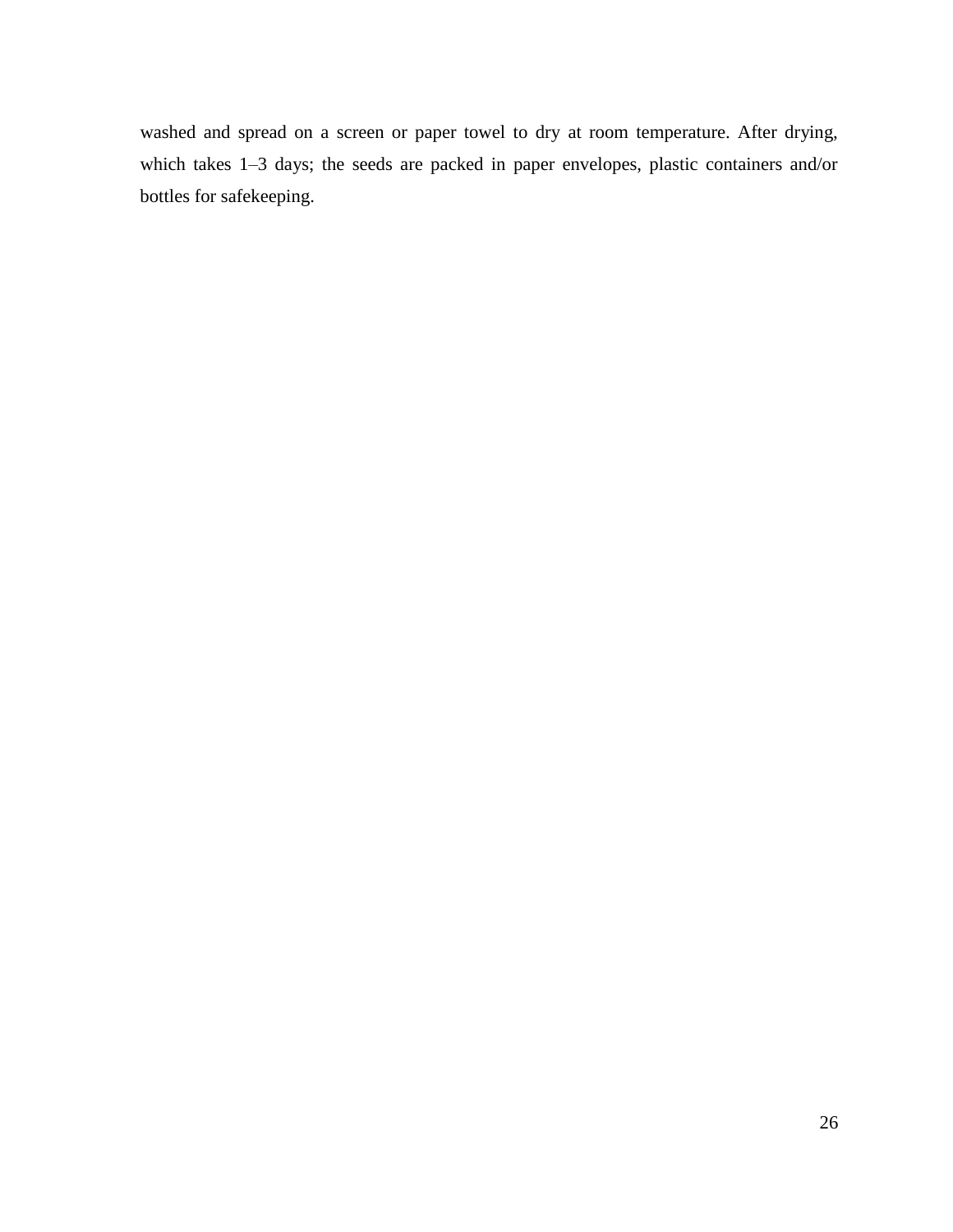washed and spread on a screen or paper towel to dry at room temperature. After drying, which takes 1–3 days; the seeds are packed in paper envelopes, plastic containers and/or bottles for safekeeping.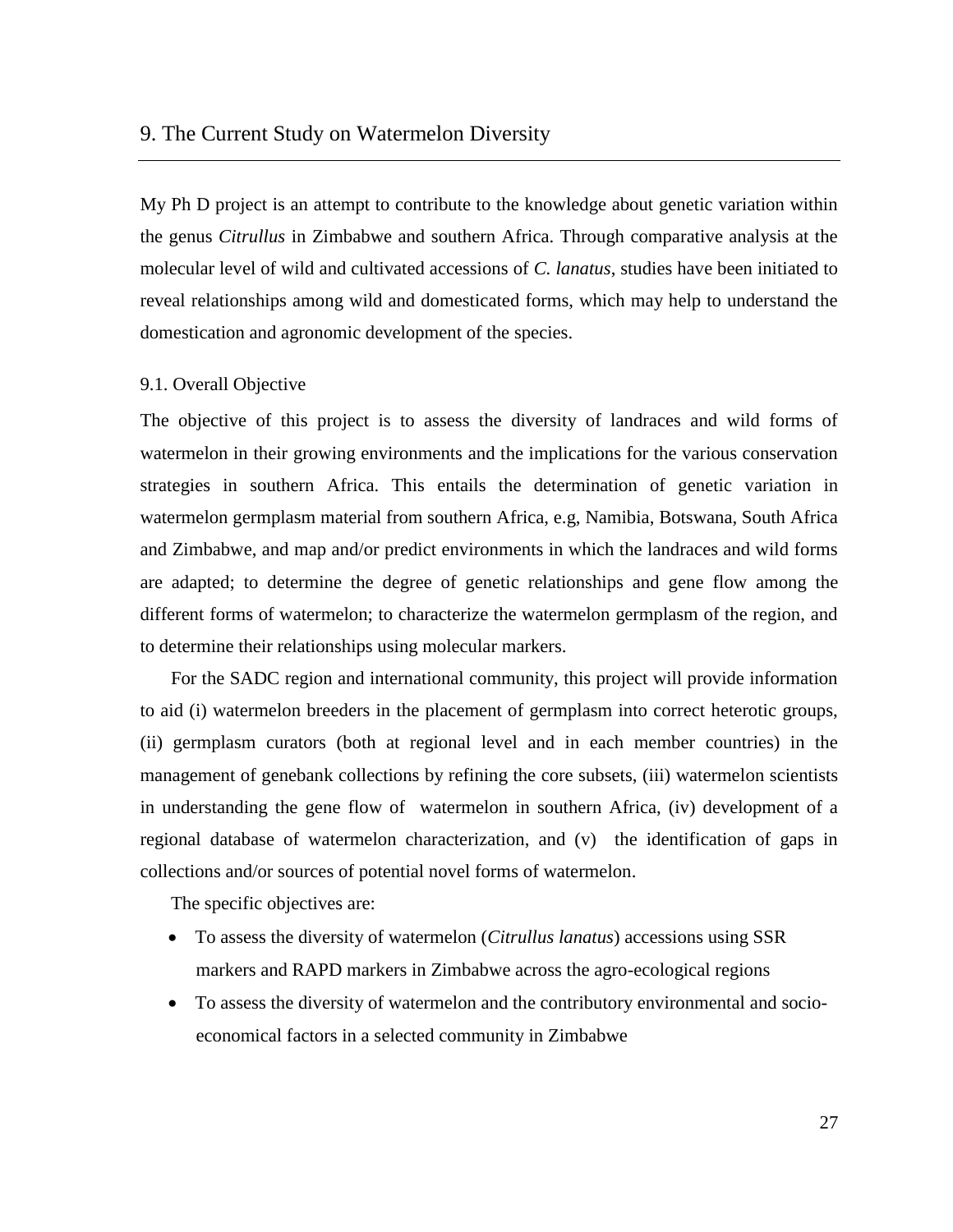# 9. The Current Study on Watermelon Diversity

My Ph D project is an attempt to contribute to the knowledge about genetic variation within the genus *Citrullus* in Zimbabwe and southern Africa. Through comparative analysis at the molecular level of wild and cultivated accessions of *C. lanatus*, studies have been initiated to reveal relationships among wild and domesticated forms, which may help to understand the domestication and agronomic development of the species.

## 9.1. Overall Objective

The objective of this project is to assess the diversity of landraces and wild forms of watermelon in their growing environments and the implications for the various conservation strategies in southern Africa. This entails the determination of genetic variation in watermelon germplasm material from southern Africa, e.g, Namibia, Botswana, South Africa and Zimbabwe, and map and/or predict environments in which the landraces and wild forms are adapted; to determine the degree of genetic relationships and gene flow among the different forms of watermelon; to characterize the watermelon germplasm of the region, and to determine their relationships using molecular markers.

For the SADC region and international community, this project will provide information to aid (i) watermelon breeders in the placement of germplasm into correct heterotic groups, (ii) germplasm curators (both at regional level and in each member countries) in the management of genebank collections by refining the core subsets, (iii) watermelon scientists in understanding the gene flow of watermelon in southern Africa, (iv) development of a regional database of watermelon characterization, and (v) the identification of gaps in collections and/or sources of potential novel forms of watermelon.

The specific objectives are:

- To assess the diversity of watermelon (*Citrullus lanatus*) accessions using SSR markers and RAPD markers in Zimbabwe across the agro-ecological regions
- To assess the diversity of watermelon and the contributory environmental and socio-economical factors in a selected community in Zimbabwe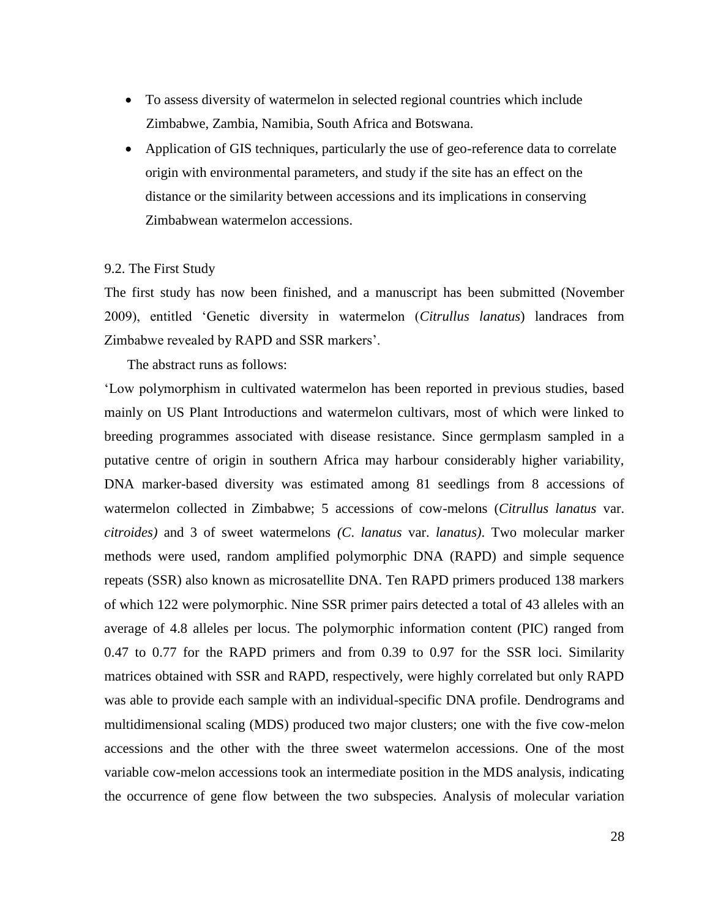- To assess diversity of watermelon in selected regional countries which include Zimbabwe, Zambia, Namibia, South Africa and Botswana.
- Application of GIS techniques, particularly the use of geo-reference data to correlate origin with environmental parameters, and study if the site has an effect on the distance or the similarity between accessions and its implications in conserving Zimbabwean watermelon accessions.

### 9.2. The First Study

The first study has now been finished, and a manuscript has been submitted (November 2009), entitled 'Genetic diversity in watermelon (*Citrullus lanatus*) landraces from Zimbabwe revealed by RAPD and SSR markers'.

The abstract runs as follows:

'Low polymorphism in cultivated watermelon has been reported in previous studies, based mainly on US Plant Introductions and watermelon cultivars, most of which were linked to breeding programmes associated with disease resistance. Since germplasm sampled in a putative centre of origin in southern Africa may harbour considerably higher variability, DNA marker-based diversity was estimated among 81 seedlings from 8 accessions of watermelon collected in Zimbabwe; 5 accessions of cow-melons (*Citrullus lanatus* var. *citroides)* and 3 of sweet watermelons *(C. lanatus* var. *lanatus)*. Two molecular marker methods were used, random amplified polymorphic DNA (RAPD) and simple sequence repeats (SSR) also known as microsatellite DNA. Ten RAPD primers produced 138 markers of which 122 were polymorphic. Nine SSR primer pairs detected a total of 43 alleles with an average of 4.8 alleles per locus. The polymorphic information content (PIC) ranged from 0.47 to 0.77 for the RAPD primers and from 0.39 to 0.97 for the SSR loci. Similarity matrices obtained with SSR and RAPD, respectively, were highly correlated but only RAPD was able to provide each sample with an individual-specific DNA profile. Dendrograms and multidimensional scaling (MDS) produced two major clusters; one with the five cow-melon accessions and the other with the three sweet watermelon accessions. One of the most variable cow-melon accessions took an intermediate position in the MDS analysis, indicating the occurrence of gene flow between the two subspecies. Analysis of molecular variation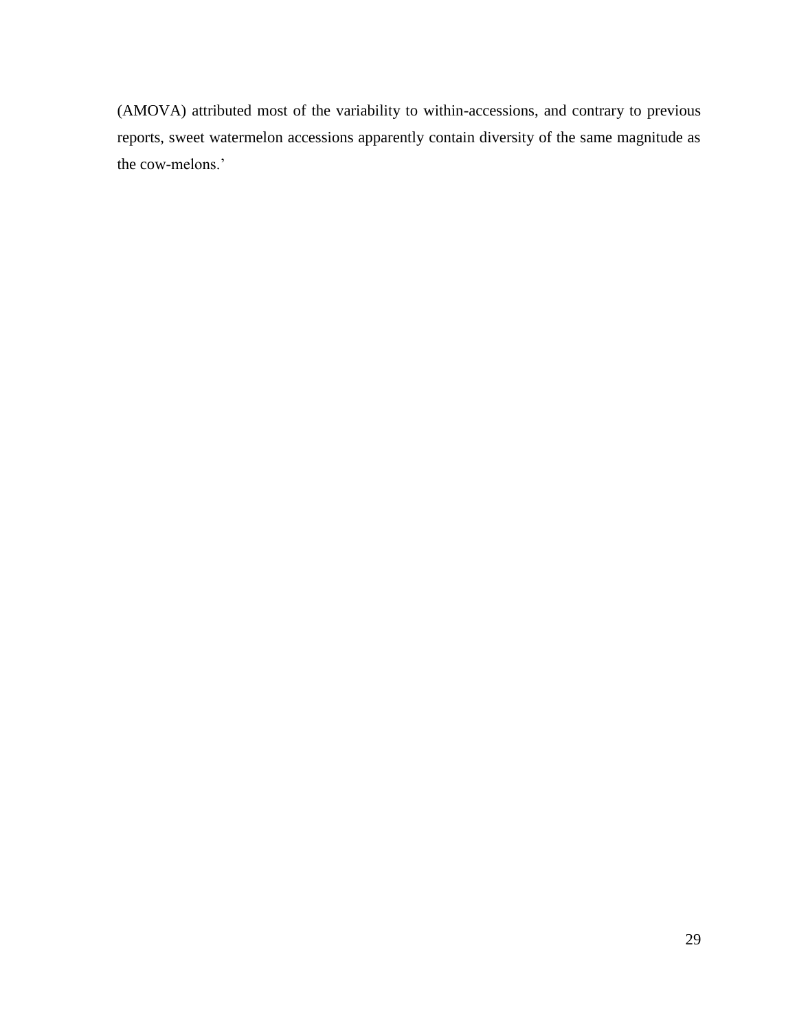(AMOVA) attributed most of the variability to within-accessions, and contrary to previous reports, sweet watermelon accessions apparently contain diversity of the same magnitude as the cow-melons.’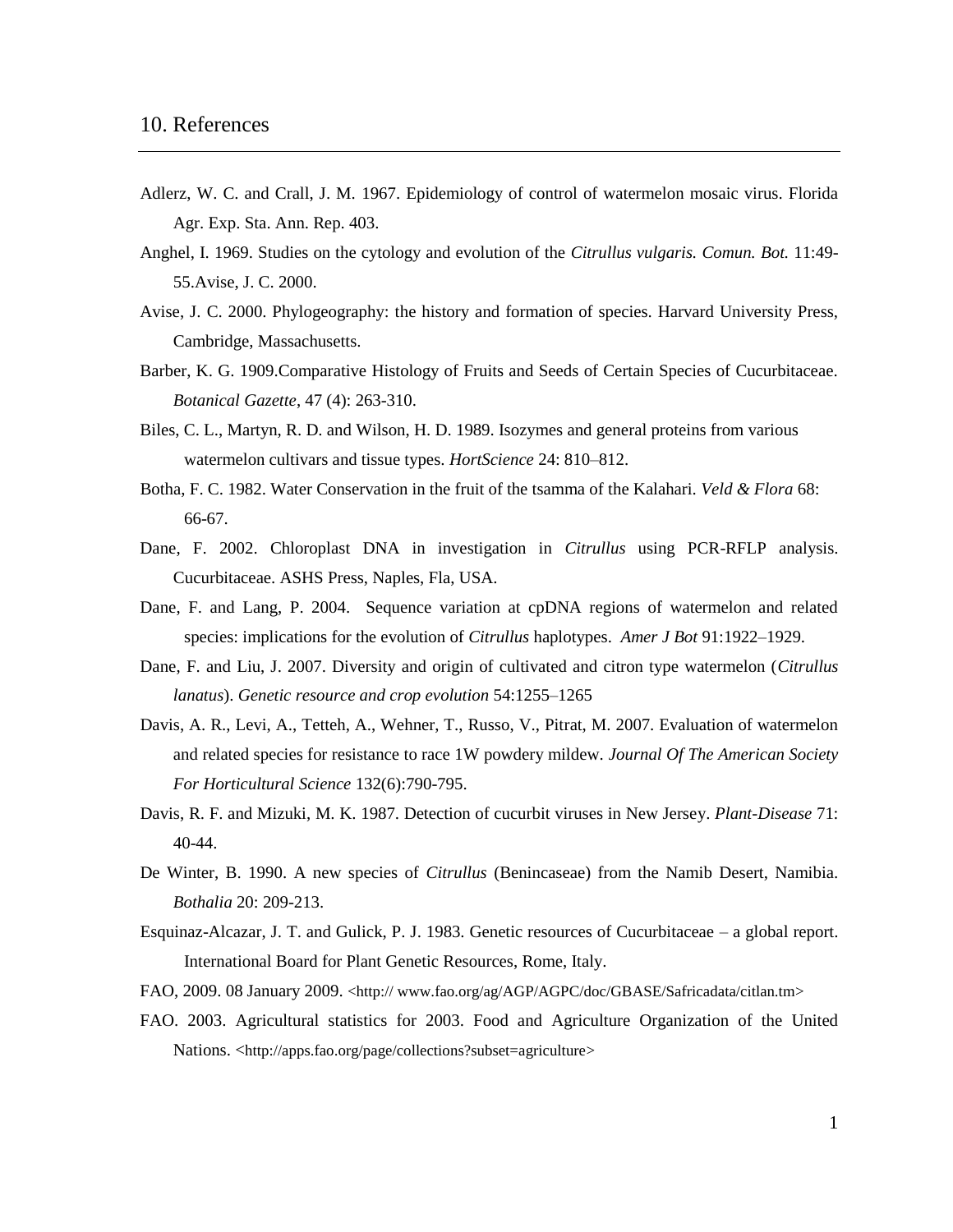# 10. References

Adlerz, W. C. and Crall, J. M. 1967. Epidemiology of control of watermelon mosaic virus. Florida Agr. Exp. Sta. Ann. Rep. 403.

Anghel, I. 1969. Studies on the cytology and evolution of the *Citrullus vulgaris. Comun. Bot.* 11:49-55.Avise, J. C. 2000.

Avise, J. C. 2000. Phylogeography: the history and formation of species. Harvard University Press, Cambridge, Massachusetts.

Barber, K. G. 1909.Comparative Histology of Fruits and Seeds of Certain Species of Cucurbitaceae. *Botanical Gazette*, 47 (4): 263-310.

Biles, C. L., Martyn, R. D. and Wilson, H. D. 1989. Isozymes and general proteins from various watermelon cultivars and tissue types. *HortScience* 24: 810–812.

Botha, F. C. 1982. Water Conservation in the fruit of the tsamma of the Kalahari. *Veld & Flora* 68: 66-67.

Dane, F. 2002. Chloroplast DNA in investigation in *Citrullus* using PCR-RFLP analysis. Cucurbitaceae. ASHS Press, Naples, Fla, USA.

Dane, F. and Lang, P. 2004. Sequence variation at cpDNA regions of watermelon and related species: implications for the evolution of *Citrullus* haplotypes. *Amer J Bot* 91:1922–1929.

Dane, F. and Liu, J. 2007. Diversity and origin of cultivated and citron type watermelon (*Citrullus lanatus*). *Genetic resource and crop evolution* 54:1255–1265

Davis, A. R., Levi, A., Tetteh, A., Wehner, T., Russo, V., Pitrat, M. 2007. Evaluation of watermelon and related species for resistance to race 1W powdery mildew. *Journal Of The American Society For Horticultural Science* 132(6):790-795.

Davis, R. F. and Mizuki, M. K. 1987. Detection of cucurbit viruses in New Jersey. *Plant-Disease* 71: 40-44.

De Winter, B. 1990. A new species of *Citrullus* (Benincaseae) from the Namib Desert, Namibia. *Bothalia* 20: 209-213.

Esquinaz-Alcazar, J. T. and Gulick, P. J. 1983. Genetic resources of Cucurbitaceae – a global report. International Board for Plant Genetic Resources, Rome, Italy.

FAO, 2009. 08 January 2009. <http:// www.fao.org/ag/AGP/AGPC/doc/GBASE/Safricadata/citlan.tm>

FAO. 2003. Agricultural statistics for 2003. Food and Agriculture Organization of the United Nations. <http://apps.fao.org/page/collections?subset=agriculture>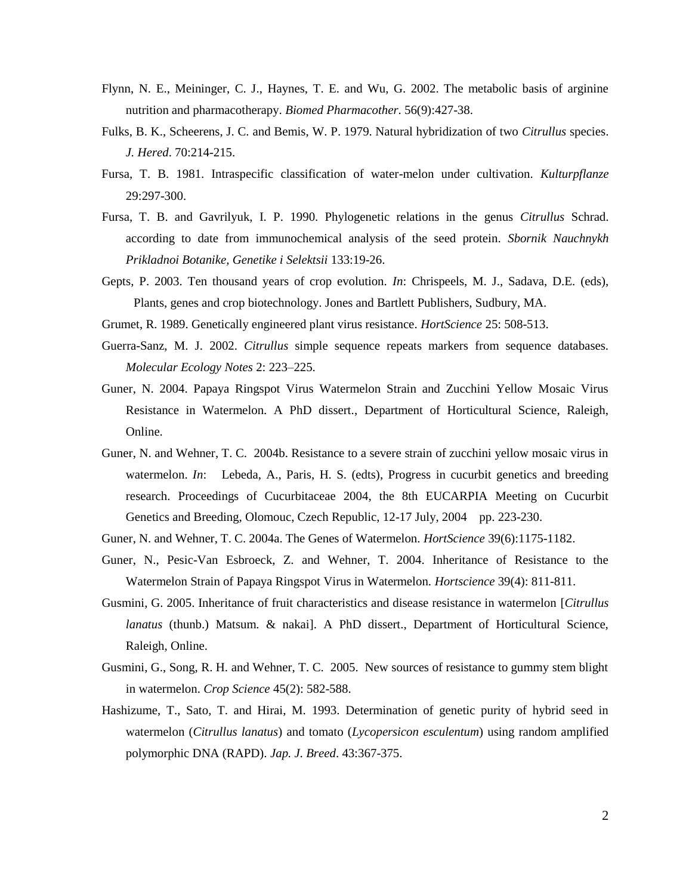Flynn, N. E., Meininger, C. J., Haynes, T. E. and Wu, G. 2002. The metabolic basis of arginine nutrition and pharmacotherapy. *Biomed Pharmacother*. 56(9):427-38.

Fulks, B. K., Scheerens, J. C. and Bemis, W. P. 1979. Natural hybridization of two *Citrullus* species. *J. Hered*. 70:214-215.

Fursa, T. B. 1981. Intraspecific classification of water-melon under cultivation. *Kulturpflanze* 29:297-300.

Fursa, T. B. and Gavrilyuk, I. P. 1990. Phylogenetic relations in the genus *Citrullus* Schrad. according to date from immunochemical analysis of the seed protein. *Sbornik Nauchnykh Prikladnoi Botanike, Genetike i Selektsii* 133:19-26.

Gepts, P. 2003. Ten thousand years of crop evolution. *In*: Chrispeels, M. J., Sadava, D.E. (eds), Plants, genes and crop biotechnology. Jones and Bartlett Publishers, Sudbury, MA.

Grumet, R. 1989. Genetically engineered plant virus resistance. *HortScience* 25: 508-513.

Guerra-Sanz, M. J. 2002. *Citrullus* simple sequence repeats markers from sequence databases. *Molecular Ecology Notes* 2: 223–225.

Guner, N. 2004. Papaya Ringspot Virus Watermelon Strain and Zucchini Yellow Mosaic Virus Resistance in Watermelon. A PhD dissert., Department of Horticultural Science, Raleigh, Online.

Guner, N. and Wehner, T. C. 2004b. Resistance to a severe strain of zucchini yellow mosaic virus in watermelon. *In*: Lebeda, A., Paris, H. S. (edts), Progress in cucurbit genetics and breeding research. Proceedings of Cucurbitaceae 2004, the 8th EUCARPIA Meeting on Cucurbit Genetics and Breeding, Olomouc, Czech Republic, 12-17 July, 2004 pp. 223-230.

Guner, N. and Wehner, T. C. 2004a. The Genes of Watermelon. *HortScience* 39(6):1175-1182.

Guner, N., Pesic-Van Esbroeck, Z. and Wehner, T. 2004. Inheritance of Resistance to the Watermelon Strain of Papaya Ringspot Virus in Watermelon. *Hortscience* 39(4): 811-811.

Gusmini, G. 2005. Inheritance of fruit characteristics and disease resistance in watermelon [*Citrullus lanatus* (thunb.) Matsum. & nakai]. A PhD dissert., Department of Horticultural Science, Raleigh, Online.

Gusmini, G., Song, R. H. and Wehner, T. C. 2005. New sources of resistance to gummy stem blight in watermelon. *Crop Science* 45(2): 582-588.

Hashizume, T., Sato, T. and Hirai, M. 1993. Determination of genetic purity of hybrid seed in watermelon (*Citrullus lanatus*) and tomato (*Lycopersicon esculentum*) using random amplified polymorphic DNA (RAPD). *Jap. J. Breed*. 43:367-375.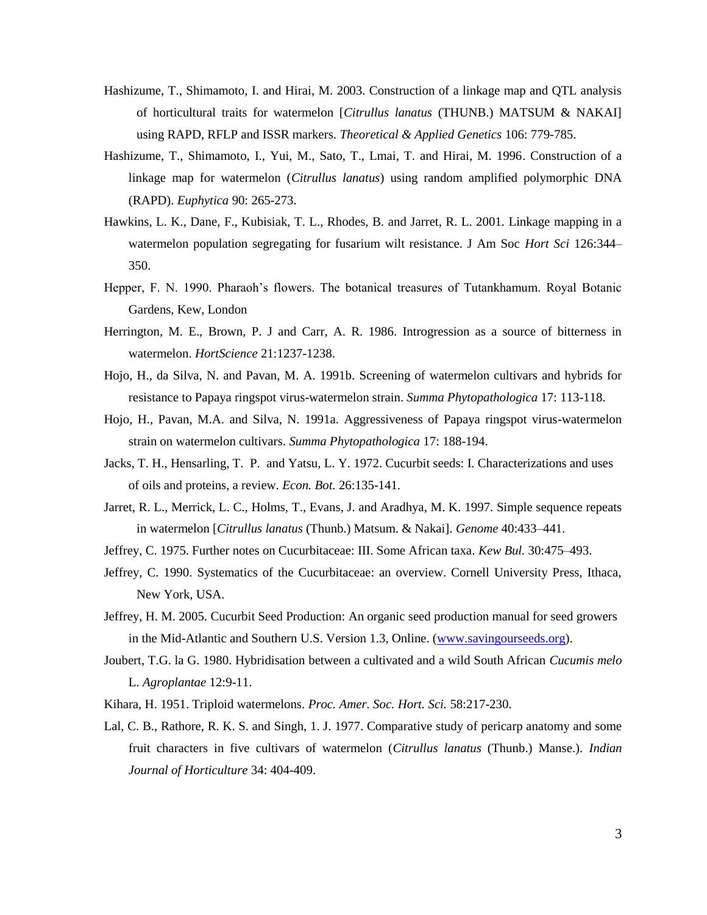Hashizume, T., Shimamoto, I. and Hirai, M. 2003. Construction of a linkage map and QTL analysis of horticultural traits for watermelon [*Citrullus lanatus* (THUNB.) MATSUM & NAKAI] using RAPD, RFLP and ISSR markers. *Theoretical & Applied Genetics* 106: 779-785.

Hashizume, T., Shimamoto, I., Yui, M., Sato, T., Lmai, T. and Hirai, M. 1996. Construction of a linkage map for watermelon (*Citrullus lanatus*) using random amplified polymorphic DNA (RAPD). *Euphytica* 90: 265-273.

Hawkins, L. K., Dane, F., Kubisiak, T. L., Rhodes, B. and Jarret, R. L. 2001. Linkage mapping in a watermelon population segregating for fusarium wilt resistance. J Am Soc *Hort Sci* 126:344–350.

Hepper, F. N. 1990. Pharaoh's flowers. The botanical treasures of Tutankhamum. Royal Botanic Gardens, Kew, London

Herrington, M. E., Brown, P. J and Carr, A. R. 1986. Introgression as a source of bitterness in watermelon. *HortScience* 21:1237-1238.

Hojo, H., da Silva, N. and Pavan, M. A. 1991b. Screening of watermelon cultivars and hybrids for resistance to Papaya ringspot virus-watermelon strain. *Summa Phytopathologica* 17: 113-118.

Hojo, H., Pavan, M.A. and Silva, N. 1991a. Aggressiveness of Papaya ringspot virus-watermelon strain on watermelon cultivars. *Summa Phytopathologica* 17: 188-194.

Jacks, T. H., Hensarling, T. P. and Yatsu, L. Y. 1972. Cucurbit seeds: I. Characterizations and uses of oils and proteins, a review. *Econ. Bot.* 26:135-141.

Jarret, R. L., Merrick, L. C., Holms, T., Evans, J. and Aradhya, M. K. 1997. Simple sequence repeats in watermelon [*Citrullus lanatus* (Thunb.) Matsum. & Nakai]. *Genome* 40:433–441.

Jeffrey, C. 1975. Further notes on Cucurbitaceae: III. Some African taxa. *Kew Bul.* 30:475–493.

Jeffrey, C. 1990. Systematics of the Cucurbitaceae: an overview. Cornell University Press, Ithaca, New York, USA.

Jeffrey, H. M. 2005. Cucurbit Seed Production: An organic seed production manual for seed growers in the Mid-Atlantic and Southern U.S. Version 1.3, Online. (www.savingourseeds.org).

Joubert, T.G. la G. 1980. Hybridisation between a cultivated and a wild South African *Cucumis melo* L. *Agroplantae* 12:9-11.

Kihara, H. 1951. Triploid watermelons. *Proc. Amer. Soc. Hort. Sci.* 58:217-230.

Lal, C. B., Rathore, R. K. S. and Singh, 1. J. 1977. Comparative study of pericarp anatomy and some fruit characters in five cultivars of watermelon (*Citrullus lanatus* (Thunb.) Manse.). *Indian Journal of Horticulture* 34: 404-409.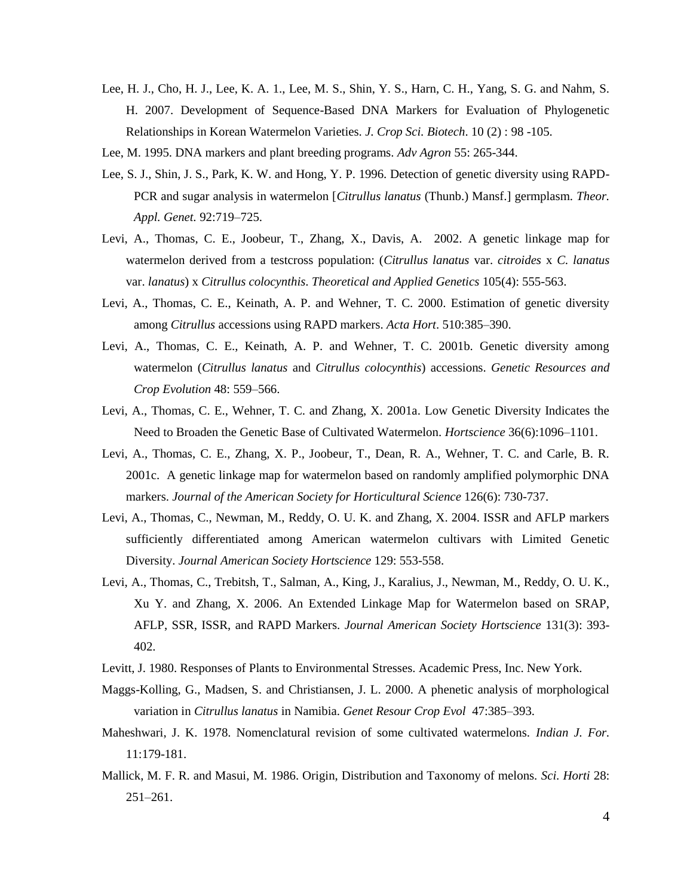Lee, H. J., Cho, H. J., Lee, K. A. 1., Lee, M. S., Shin, Y. S., Harn, C. H., Yang, S. G. and Nahm, S. H. 2007. Development of Sequence-Based DNA Markers for Evaluation of Phylogenetic Relationships in Korean Watermelon Varieties. *J. Crop Sci. Biotech*. 10 (2) : 98 -105.

Lee, M. 1995. DNA markers and plant breeding programs. *Adv Agron* 55: 265-344.

Lee, S. J., Shin, J. S., Park, K. W. and Hong, Y. P. 1996. Detection of genetic diversity using RAPD-PCR and sugar analysis in watermelon [*Citrullus lanatus* (Thunb.) Mansf.] germplasm. *Theor. Appl. Genet.* 92:719–725.

Levi, A., Thomas, C. E., Joobeur, T., Zhang, X., Davis, A. 2002. A genetic linkage map for watermelon derived from a testcross population: (*Citrullus lanatus* var. *citroides* x *C. lanatus* var. *lanatus*) x *Citrullus colocynthis*. *Theoretical and Applied Genetics* 105(4): 555-563.

Levi, A., Thomas, C. E., Keinath, A. P. and Wehner, T. C. 2000. Estimation of genetic diversity among *Citrullus* accessions using RAPD markers. *Acta Hort*. 510:385–390.

Levi, A., Thomas, C. E., Keinath, A. P. and Wehner, T. C. 2001b. Genetic diversity among watermelon (*Citrullus lanatus* and *Citrullus colocynthis*) accessions. *Genetic Resources and Crop Evolution* 48: 559–566.

Levi, A., Thomas, C. E., Wehner, T. C. and Zhang, X. 2001a. Low Genetic Diversity Indicates the Need to Broaden the Genetic Base of Cultivated Watermelon. *Hortscience* 36(6):1096–1101.

Levi, A., Thomas, C. E., Zhang, X. P., Joobeur, T., Dean, R. A., Wehner, T. C. and Carle, B. R. 2001c. A genetic linkage map for watermelon based on randomly amplified polymorphic DNA markers. *Journal of the American Society for Horticultural Science* 126(6): 730-737.

Levi, A., Thomas, C., Newman, M., Reddy, O. U. K. and Zhang, X. 2004. ISSR and AFLP markers sufficiently differentiated among American watermelon cultivars with Limited Genetic Diversity. *Journal American Society Hortscience* 129: 553-558.

Levi, A., Thomas, C., Trebitsh, T., Salman, A., King, J., Karalius, J., Newman, M., Reddy, O. U. K., Xu Y. and Zhang, X. 2006. An Extended Linkage Map for Watermelon based on SRAP, AFLP, SSR, ISSR, and RAPD Markers. *Journal American Society Hortscience* 131(3): 393-402.

Levitt, J. 1980. Responses of Plants to Environmental Stresses. Academic Press, Inc. New York.

Maggs-Kolling, G., Madsen, S. and Christiansen, J. L. 2000. A phenetic analysis of morphological variation in *Citrullus lanatus* in Namibia. *Genet Resour Crop Evol* 47:385–393.

Maheshwari, J. K. 1978. Nomenclatural revision of some cultivated watermelons. *Indian J. For.* 11:179-181.

Mallick, M. F. R. and Masui, M. 1986. Origin, Distribution and Taxonomy of melons. *Sci. Horti* 28: 251–261.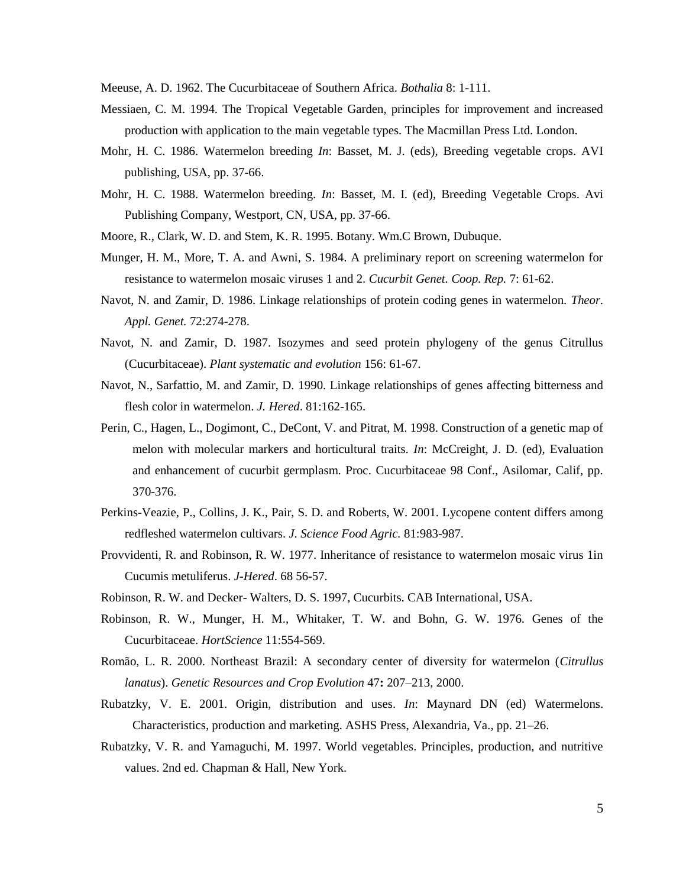Meeuse, A. D. 1962. The Cucurbitaceae of Southern Africa. *Bothalia* 8: 1-111.

Messiaen, C. M. 1994. The Tropical Vegetable Garden, principles for improvement and increased production with application to the main vegetable types. The Macmillan Press Ltd. London.

Mohr, H. C. 1986. Watermelon breeding *In*: Basset, M. J. (eds), Breeding vegetable crops. AVI publishing, USA, pp. 37-66.

Mohr, H. C. 1988. Watermelon breeding. *In*: Basset, M. I. (ed), Breeding Vegetable Crops. Avi Publishing Company, Westport, CN, USA, pp. 37-66.

Moore, R., Clark, W. D. and Stem, K. R. 1995. Botany. Wm.C Brown, Dubuque.

Munger, H. M., More, T. A. and Awni, S. 1984. A preliminary report on screening watermelon for resistance to watermelon mosaic viruses 1 and 2. *Cucurbit Genet. Coop. Rep.* 7: 61-62.

Navot, N. and Zamir, D. 1986. Linkage relationships of protein coding genes in watermelon. *Theor. Appl. Genet.* 72:274-278.

Navot, N. and Zamir, D. 1987. Isozymes and seed protein phylogeny of the genus Citrullus (Cucurbitaceae). *Plant systematic and evolution* 156: 61-67.

Navot, N., Sarfattio, M. and Zamir, D. 1990. Linkage relationships of genes affecting bitterness and flesh color in watermelon. *J. Hered*. 81:162-165.

Perin, C., Hagen, L., Dogimont, C., DeCont, V. and Pitrat, M. 1998. Construction of a genetic map of melon with molecular markers and horticultural traits. *In*: McCreight, J. D. (ed), Evaluation and enhancement of cucurbit germplasm. Proc. Cucurbitaceae 98 Conf., Asilomar, Calif, pp. 370-376.

Perkins-Veazie, P., Collins, J. K., Pair, S. D. and Roberts, W. 2001. Lycopene content differs among redfleshed watermelon cultivars. *J. Science Food Agric.* 81:983-987.

Provvidenti, R. and Robinson, R. W. 1977. Inheritance of resistance to watermelon mosaic virus 1in Cucumis metuliferus. *J-Hered*. 68 56-57.

Robinson, R. W. and Decker- Walters, D. S. 1997, Cucurbits. CAB International, USA.

Robinson, R. W., Munger, H. M., Whitaker, T. W. and Bohn, G. W. 1976. Genes of the Cucurbitaceae. *HortScience* 11:554-569.

Romão, L. R. 2000. Northeast Brazil: A secondary center of diversity for watermelon (*Citrullus lanatus*). *Genetic Resources and Crop Evolution* 47**:** 207–213, 2000.

Rubatzky, V. E. 2001. Origin, distribution and uses. *In*: Maynard DN (ed) Watermelons. Characteristics, production and marketing. ASHS Press, Alexandria, Va., pp. 21–26.

Rubatzky, V. R. and Yamaguchi, M. 1997. World vegetables. Principles, production, and nutritive values. 2nd ed. Chapman & Hall, New York.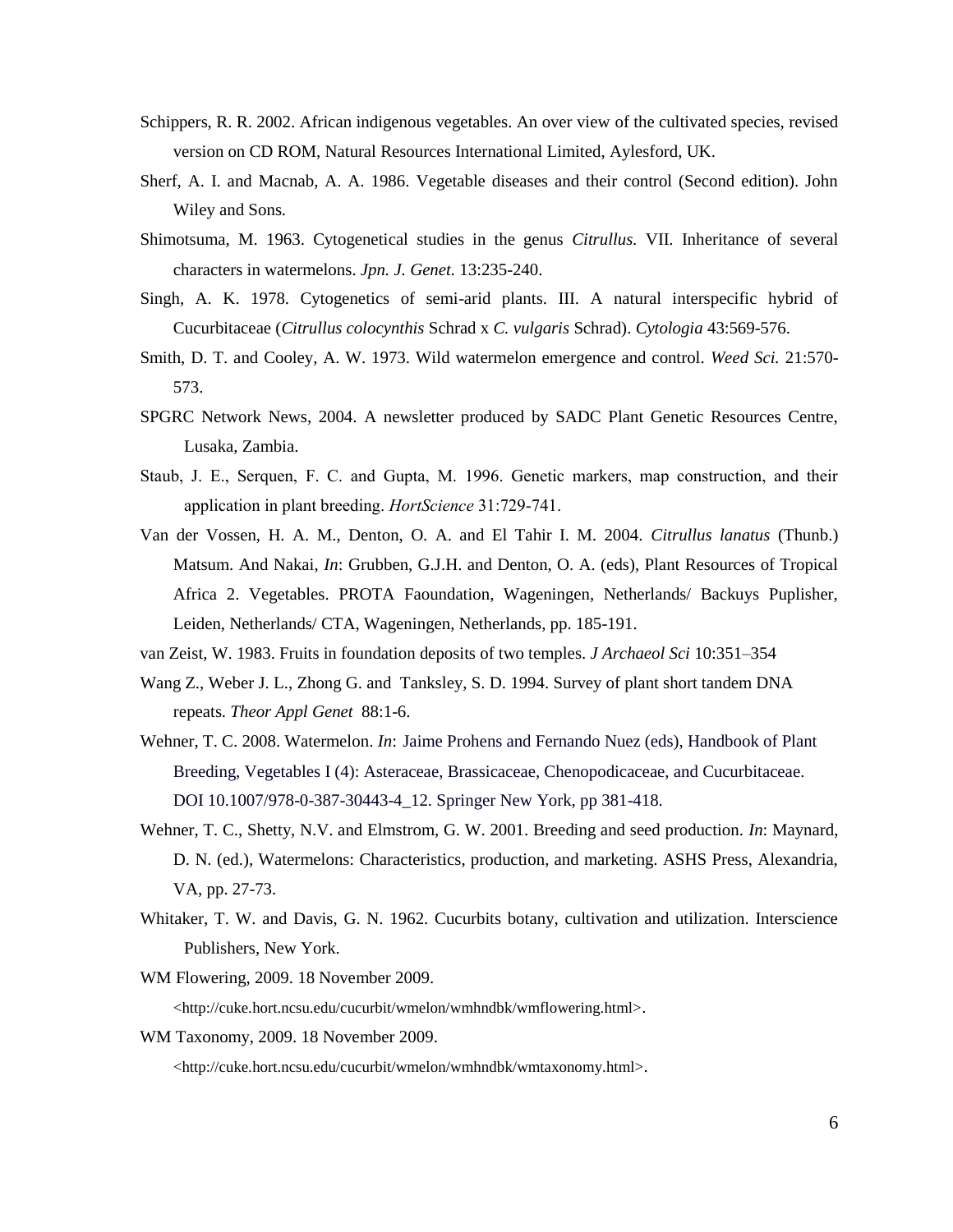Schippers, R. R. 2002. African indigenous vegetables. An over view of the cultivated species, revised version on CD ROM, Natural Resources International Limited, Aylesford, UK.

Sherf, A. I. and Macnab, A. A. 1986. Vegetable diseases and their control (Second edition). John Wiley and Sons.

Shimotsuma, M. 1963. Cytogenetical studies in the genus *Citrullus*. VII. Inheritance of several characters in watermelons. *Jpn. J. Genet.* 13:235-240.

Singh, A. K. 1978. Cytogenetics of semi-arid plants. III. A natural interspecific hybrid of Cucurbitaceae (*Citrullus colocynthis* Schrad x *C. vulgaris* Schrad). *Cytologia* 43:569-576.

Smith, D. T. and Cooley, A. W. 1973. Wild watermelon emergence and control. *Weed Sci.* 21:570-573.

SPGRC Network News, 2004. A newsletter produced by SADC Plant Genetic Resources Centre, Lusaka, Zambia.

Staub, J. E., Serquen, F. C. and Gupta, M. 1996. Genetic markers, map construction, and their application in plant breeding. *HortScience* 31:729-741.

Van der Vossen, H. A. M., Denton, O. A. and El Tahir I. M. 2004. *Citrullus lanatus* (Thunb.) Matsum. And Nakai, *In*: Grubben, G.J.H. and Denton, O. A. (eds), Plant Resources of Tropical Africa 2. Vegetables. PROTA Faoundation, Wageningen, Netherlands/ Backuys Puplisher, Leiden, Netherlands/ CTA, Wageningen, Netherlands, pp. 185-191.

van Zeist, W. 1983. Fruits in foundation deposits of two temples. *J Archaeol Sci* 10:351–354

Wang Z., Weber J. L., Zhong G. and Tanksley, S. D. 1994. Survey of plant short tandem DNA repeats. *Theor Appl Genet* 88:1-6.

Wehner, T. C. 2008. Watermelon. *In*: Jaime Prohens and Fernando Nuez (eds), Handbook of Plant Breeding, Vegetables I (4): Asteraceae, Brassicaceae, Chenopodicaceae, and Cucurbitaceae. DOI 10.1007/978-0-387-30443-4_12. Springer New York, pp 381-418.

Wehner, T. C., Shetty, N.V. and Elmstrom, G. W. 2001. Breeding and seed production. *In*: Maynard, D. N. (ed.), Watermelons: Characteristics, production, and marketing. ASHS Press, Alexandria, VA, pp. 27-73.

Whitaker, T. W. and Davis, G. N. 1962. Cucurbits botany, cultivation and utilization. Interscience Publishers, New York.

WM Flowering, 2009. 18 November 2009. <http://cuke.hort.ncsu.edu/cucurbit/wmelon/wmhndbk/wmflowering.html>.

WM Taxonomy, 2009. 18 November 2009. <http://cuke.hort.ncsu.edu/cucurbit/wmelon/wmhndbk/wmtaxonomy.html>.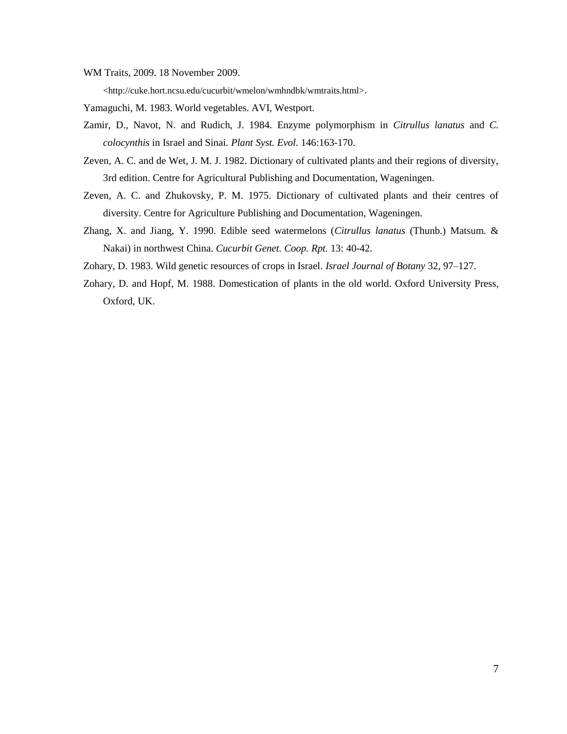WM Traits, 2009. 18 November 2009. <http://cuke.hort.ncsu.edu/cucurbit/wmelon/wmhndbk/wmtraits.html>.

Yamaguchi, M. 1983. World vegetables. AVI, Westport.

Zamir, D., Navot, N. and Rudich, J. 1984. Enzyme polymorphism in *Citrullus lanatus* and *C. colocynthis* in Israel and Sinai. *Plant Syst. Evol.* 146:163-170.

Zeven, A. C. and de Wet, J. M. J. 1982. Dictionary of cultivated plants and their regions of diversity, 3rd edition. Centre for Agricultural Publishing and Documentation, Wageningen.

Zeven, A. C. and Zhukovsky, P. M. 1975. Dictionary of cultivated plants and their centres of diversity. Centre for Agriculture Publishing and Documentation, Wageningen.

Zhang, X. and Jiang, Y. 1990. Edible seed watermelons (*Citrullus lanatus* (Thunb.) Matsum. & Nakai) in northwest China. *Cucurbit Genet. Coop. Rpt.* 13: 40-42.

Zohary, D. 1983. Wild genetic resources of crops in Israel. *Israel Journal of Botany* 32, 97–127.

Zohary, D. and Hopf, M. 1988. Domestication of plants in the old world. Oxford University Press, Oxford, UK.